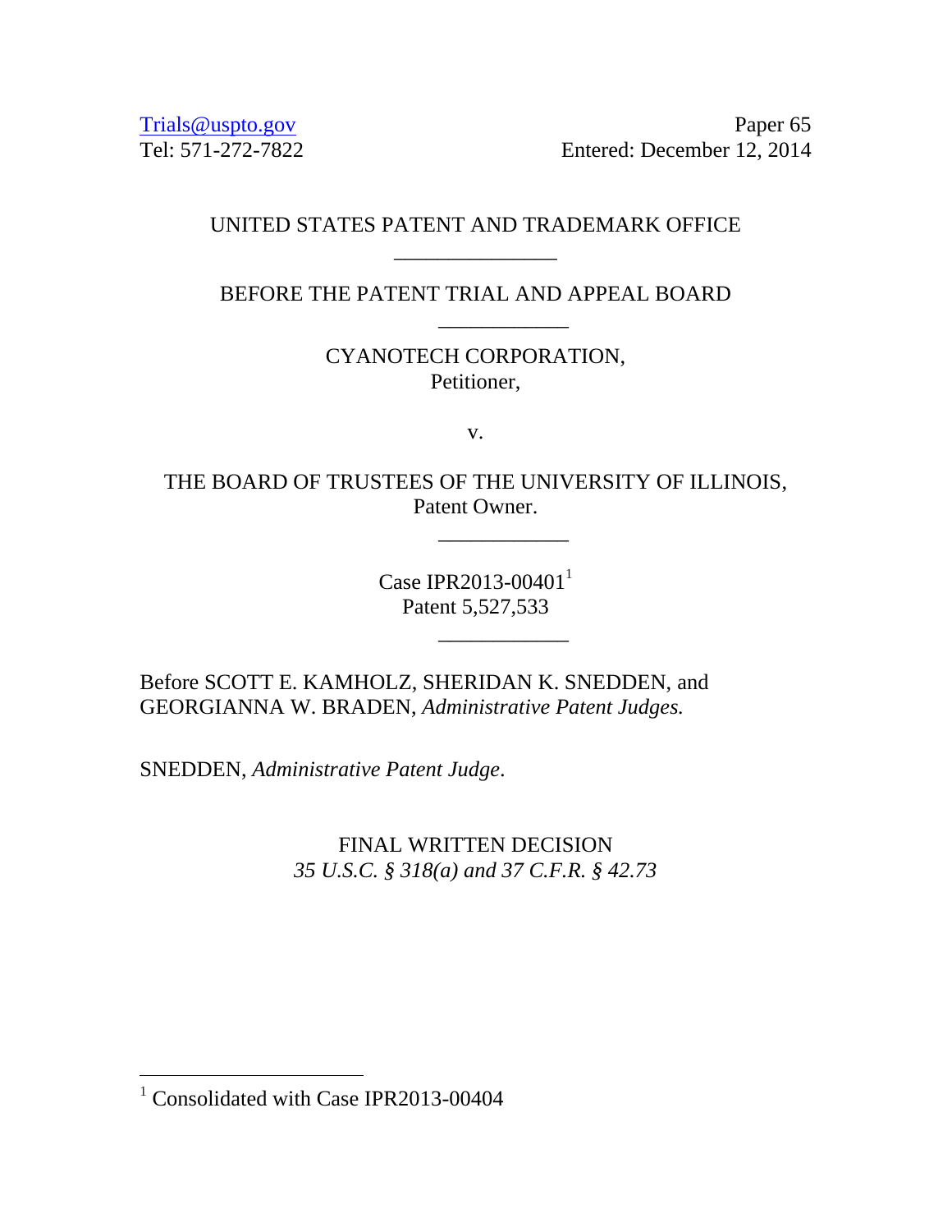Trials@uspto.gov
Tel: 571-272-7822

Paper 65
Entered: December 12, 2014

UNITED STATES PATENT AND TRADEMARK OFFICE

---

BEFORE THE PATENT TRIAL AND APPEAL BOARD

---

CYANOTECH CORPORATION,
Petitioner,

v.

THE BOARD OF TRUSTEES OF THE UNIVERSITY OF ILLINOIS,
Patent Owner.

---

Case IPR2013-00401[1]
Patent 5,527,533

---

Before SCOTT E. KAMHOLZ, SHERIDAN K. SNEDDEN, and GEORGIANNA W. BRADEN, *Administrative Patent Judges.*

SNEDDEN, *Administrative Patent Judge.*

FINAL WRITTEN DECISION
*35 U.S.C. § 318(a) and 37 C.F.R. § 42.73*

---

[1] Consolidated with Case IPR2013-00404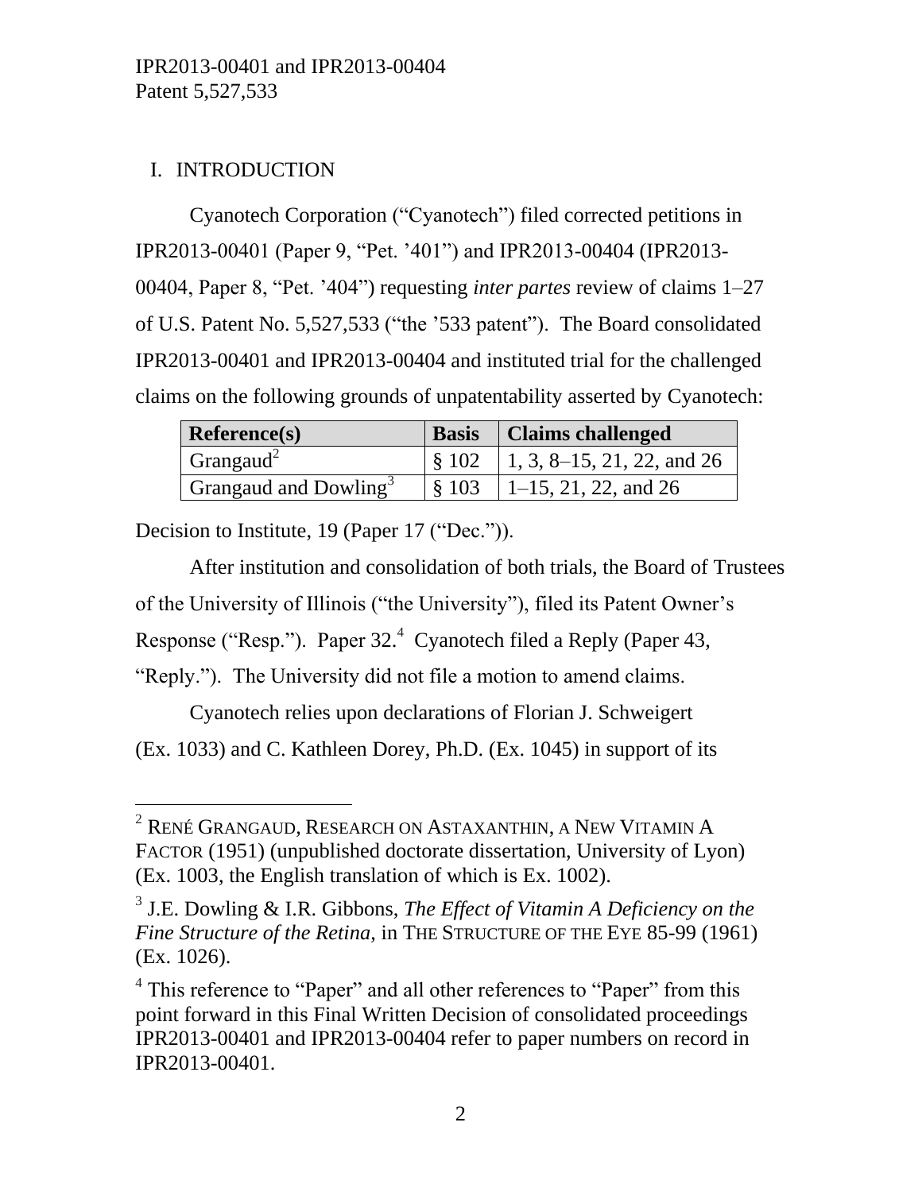## I. INTRODUCTION

Cyanotech Corporation ("Cyanotech") filed corrected petitions in IPR2013-00401 (Paper 9, "Pet. '401") and IPR2013-00404 (IPR2013-00404, Paper 8, "Pet. '404") requesting *inter partes* review of claims 1–27 of U.S. Patent No. 5,527,533 ("the '533 patent"). The Board consolidated IPR2013-00401 and IPR2013-00404 and instituted trial for the challenged claims on the following grounds of unpatentability asserted by Cyanotech:

| **Reference(s)** | **Basis** | **Claims challenged** |
|---|---|---|
| Grangaud[2] | § 102 | 1, 3, 8–15, 21, 22, and 26 |
| Grangaud and Dowling[3] | § 103 | 1–15, 21, 22, and 26 |

Decision to Institute, 19 (Paper 17 ("Dec.")).

After institution and consolidation of both trials, the Board of Trustees of the University of Illinois ("the University"), filed its Patent Owner's Response ("Resp."). Paper 32.[4] Cyanotech filed a Reply (Paper 43, "Reply."). The University did not file a motion to amend claims.

Cyanotech relies upon declarations of Florian J. Schweigert (Ex. 1033) and C. Kathleen Dorey, Ph.D. (Ex. 1045) in support of its

---

[2] RENÉ GRANGAUD, RESEARCH ON ASTAXANTHIN, A NEW VITAMIN A FACTOR (1951) (unpublished doctorate dissertation, University of Lyon) (Ex. 1003, the English translation of which is Ex. 1002).

[3] J.E. Dowling & I.R. Gibbons, *The Effect of Vitamin A Deficiency on the Fine Structure of the Retina*, in THE STRUCTURE OF THE EYE 85-99 (1961) (Ex. 1026).

[4] This reference to "Paper" and all other references to "Paper" from this point forward in this Final Written Decision of consolidated proceedings IPR2013-00401 and IPR2013-00404 refer to paper numbers on record in IPR2013-00401.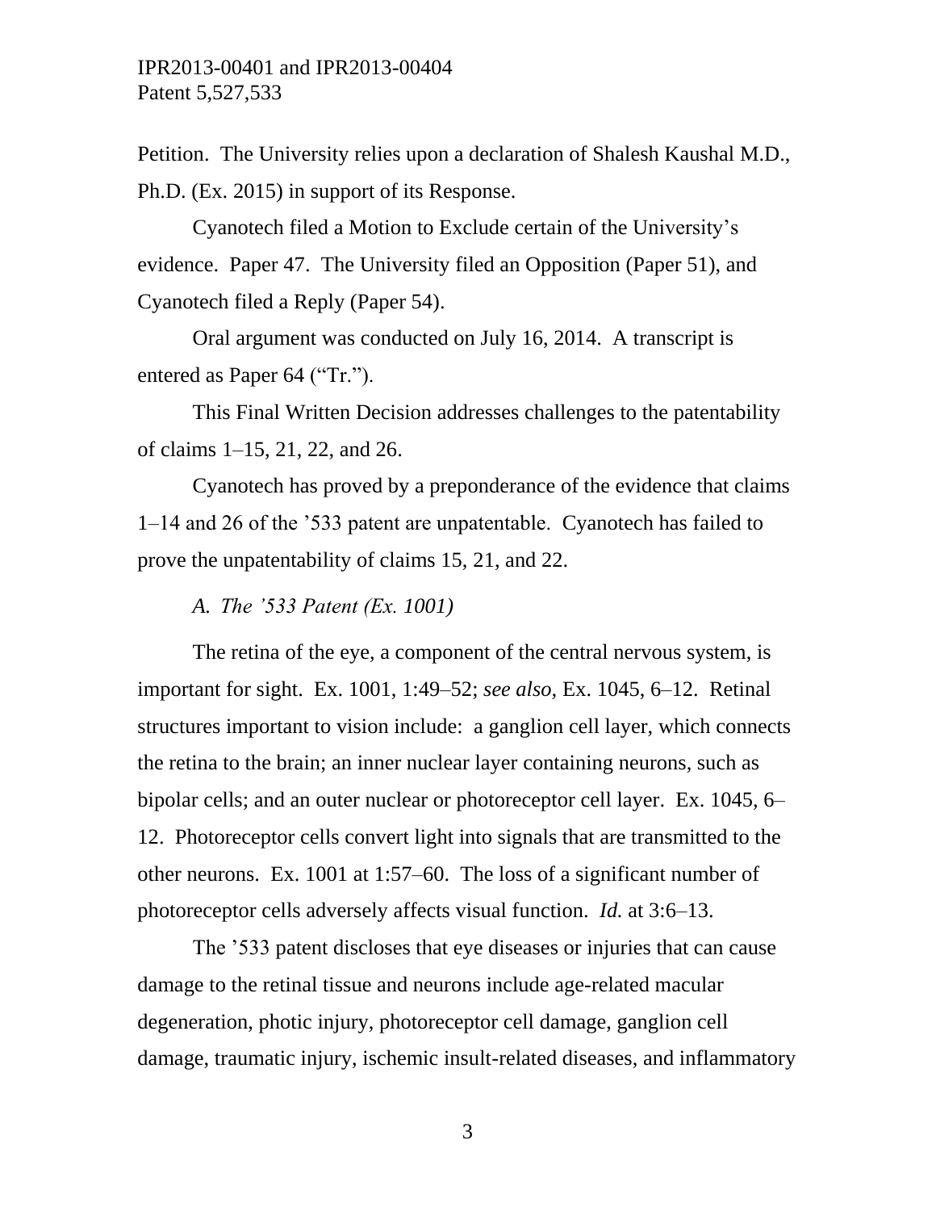Petition. The University relies upon a declaration of Shalesh Kaushal M.D., Ph.D. (Ex. 2015) in support of its Response.

Cyanotech filed a Motion to Exclude certain of the University's evidence. Paper 47. The University filed an Opposition (Paper 51), and Cyanotech filed a Reply (Paper 54).

Oral argument was conducted on July 16, 2014. A transcript is entered as Paper 64 ("Tr.").

This Final Written Decision addresses challenges to the patentability of claims 1–15, 21, 22, and 26.

Cyanotech has proved by a preponderance of the evidence that claims 1–14 and 26 of the '533 patent are unpatentable. Cyanotech has failed to prove the unpatentability of claims 15, 21, and 22.

*A. The '533 Patent (Ex. 1001)*

The retina of the eye, a component of the central nervous system, is important for sight. Ex. 1001, 1:49–52; *see also,* Ex. 1045, 6–12. Retinal structures important to vision include: a ganglion cell layer, which connects the retina to the brain; an inner nuclear layer containing neurons, such as bipolar cells; and an outer nuclear or photoreceptor cell layer. Ex. 1045, 6–12. Photoreceptor cells convert light into signals that are transmitted to the other neurons. Ex. 1001 at 1:57–60. The loss of a significant number of photoreceptor cells adversely affects visual function. *Id.* at 3:6–13.

The '533 patent discloses that eye diseases or injuries that can cause damage to the retinal tissue and neurons include age-related macular degeneration, photic injury, photoreceptor cell damage, ganglion cell damage, traumatic injury, ischemic insult-related diseases, and inflammatory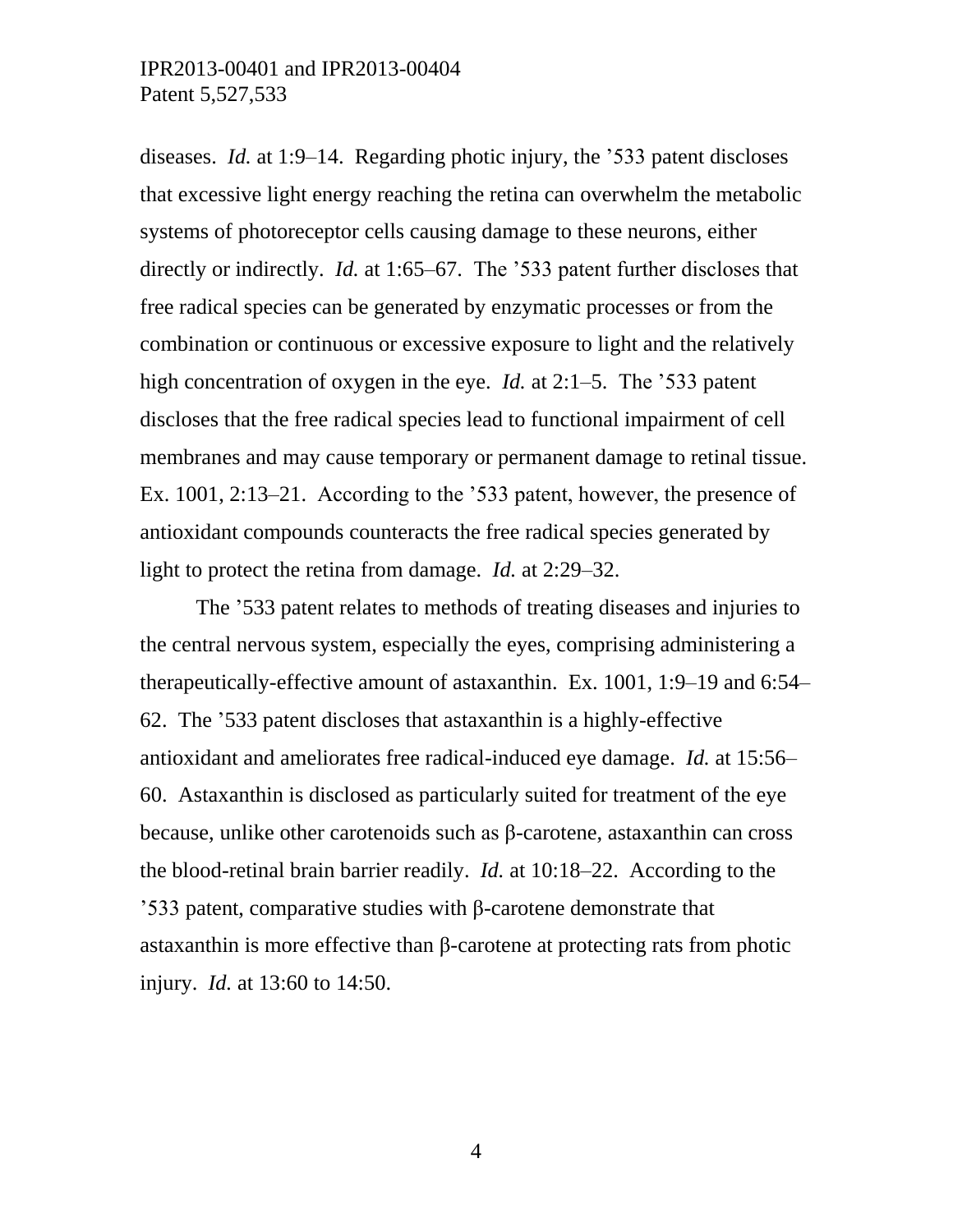diseases. *Id.* at 1:9–14. Regarding photic injury, the ’533 patent discloses that excessive light energy reaching the retina can overwhelm the metabolic systems of photoreceptor cells causing damage to these neurons, either directly or indirectly. *Id.* at 1:65–67. The ’533 patent further discloses that free radical species can be generated by enzymatic processes or from the combination or continuous or excessive exposure to light and the relatively high concentration of oxygen in the eye. *Id.* at 2:1–5. The ’533 patent discloses that the free radical species lead to functional impairment of cell membranes and may cause temporary or permanent damage to retinal tissue. Ex. 1001, 2:13–21. According to the ’533 patent, however, the presence of antioxidant compounds counteracts the free radical species generated by light to protect the retina from damage. *Id.* at 2:29–32.

The ’533 patent relates to methods of treating diseases and injuries to the central nervous system, especially the eyes, comprising administering a therapeutically-effective amount of astaxanthin. Ex. 1001, 1:9–19 and 6:54–62. The ’533 patent discloses that astaxanthin is a highly-effective antioxidant and ameliorates free radical-induced eye damage. *Id.* at 15:56–60. Astaxanthin is disclosed as particularly suited for treatment of the eye because, unlike other carotenoids such as β-carotene, astaxanthin can cross the blood-retinal brain barrier readily. *Id.* at 10:18–22. According to the ’533 patent, comparative studies with β-carotene demonstrate that astaxanthin is more effective than β-carotene at protecting rats from photic injury. *Id.* at 13:60 to 14:50.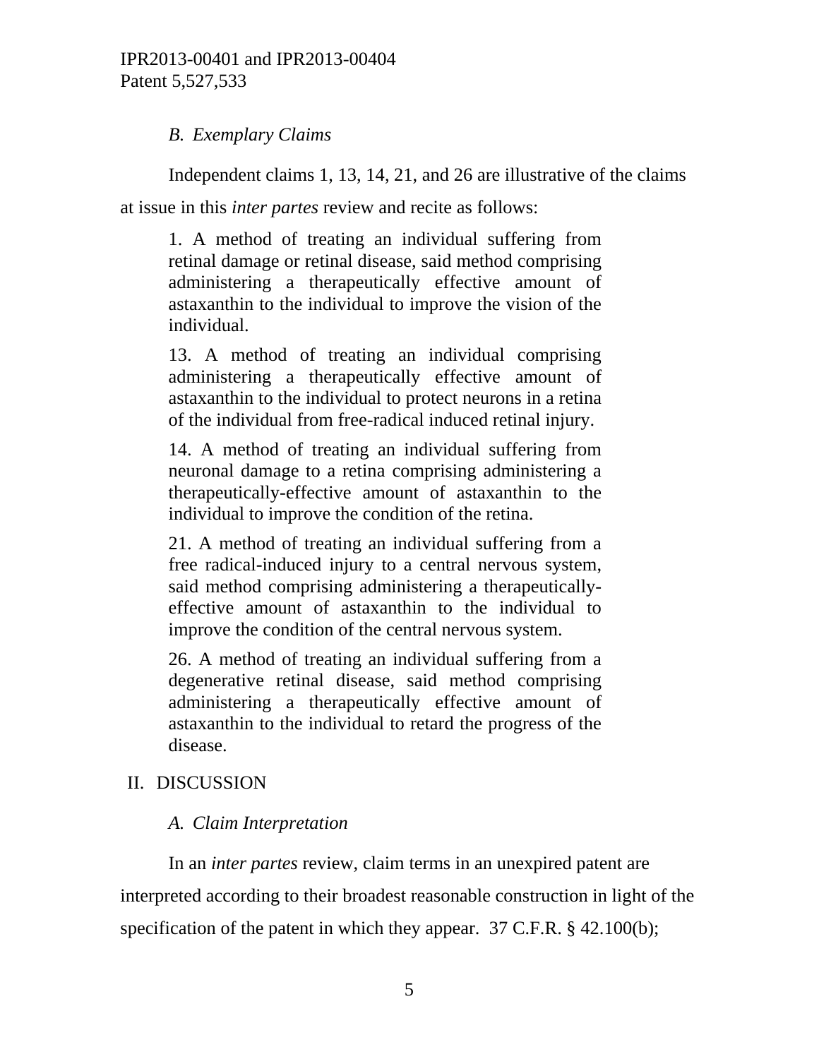### *B. Exemplary Claims*

Independent claims 1, 13, 14, 21, and 26 are illustrative of the claims at issue in this *inter partes* review and recite as follows:

> 1. A method of treating an individual suffering from retinal damage or retinal disease, said method comprising administering a therapeutically effective amount of astaxanthin to the individual to improve the vision of the individual.
>
> 13. A method of treating an individual comprising administering a therapeutically effective amount of astaxanthin to the individual to protect neurons in a retina of the individual from free-radical induced retinal injury.
>
> 14. A method of treating an individual suffering from neuronal damage to a retina comprising administering a therapeutically-effective amount of astaxanthin to the individual to improve the condition of the retina.
>
> 21. A method of treating an individual suffering from a free radical-induced injury to a central nervous system, said method comprising administering a therapeutically-effective amount of astaxanthin to the individual to improve the condition of the central nervous system.
>
> 26. A method of treating an individual suffering from a degenerative retinal disease, said method comprising administering a therapeutically effective amount of astaxanthin to the individual to retard the progress of the disease.

## II. DISCUSSION

### *A. Claim Interpretation*

In an *inter partes* review, claim terms in an unexpired patent are interpreted according to their broadest reasonable construction in light of the specification of the patent in which they appear. 37 C.F.R. § 42.100(b);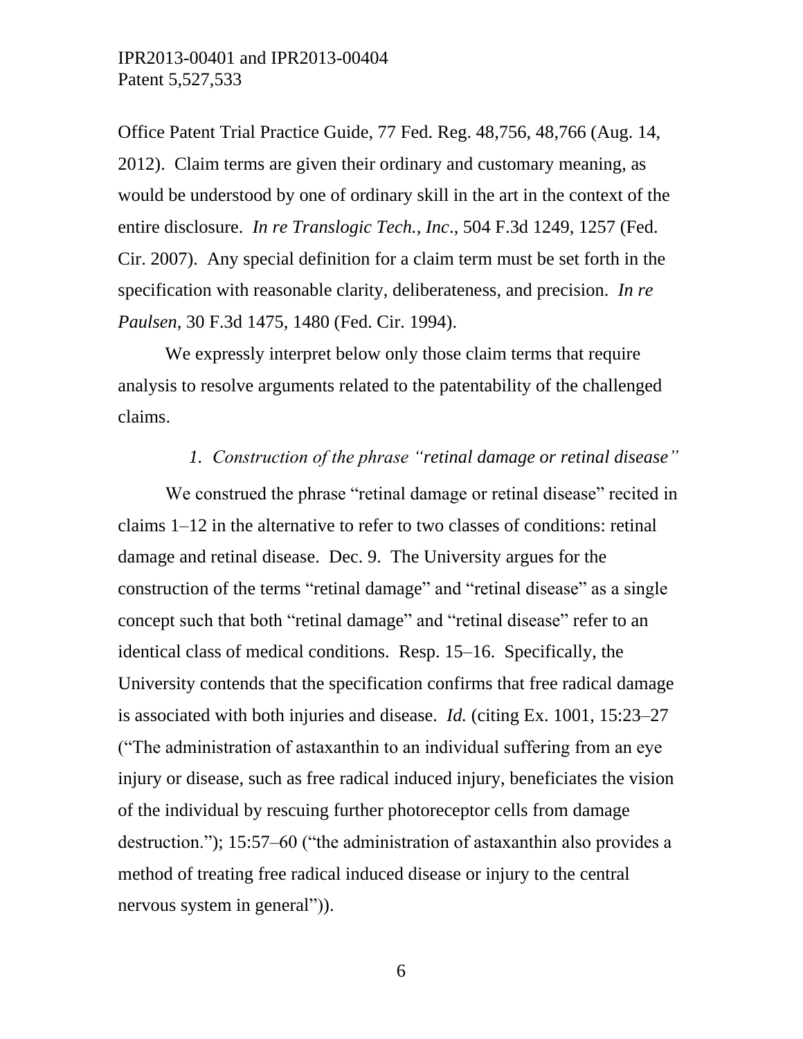Office Patent Trial Practice Guide, 77 Fed. Reg. 48,756, 48,766 (Aug. 14, 2012). Claim terms are given their ordinary and customary meaning, as would be understood by one of ordinary skill in the art in the context of the entire disclosure. *In re Translogic Tech., Inc*., 504 F.3d 1249, 1257 (Fed. Cir. 2007). Any special definition for a claim term must be set forth in the specification with reasonable clarity, deliberateness, and precision. *In re Paulsen*, 30 F.3d 1475, 1480 (Fed. Cir. 1994).

We expressly interpret below only those claim terms that require analysis to resolve arguments related to the patentability of the challenged claims.

### *1. Construction of the phrase "retinal damage or retinal disease"*

We construed the phrase "retinal damage or retinal disease" recited in claims 1–12 in the alternative to refer to two classes of conditions: retinal damage and retinal disease. Dec. 9. The University argues for the construction of the terms "retinal damage" and "retinal disease" as a single concept such that both "retinal damage" and "retinal disease" refer to an identical class of medical conditions. Resp. 15–16. Specifically, the University contends that the specification confirms that free radical damage is associated with both injuries and disease. *Id.* (citing Ex. 1001, 15:23–27 ("The administration of astaxanthin to an individual suffering from an eye injury or disease, such as free radical induced injury, beneficiates the vision of the individual by rescuing further photoreceptor cells from damage destruction."); 15:57–60 ("the administration of astaxanthin also provides a method of treating free radical induced disease or injury to the central nervous system in general")).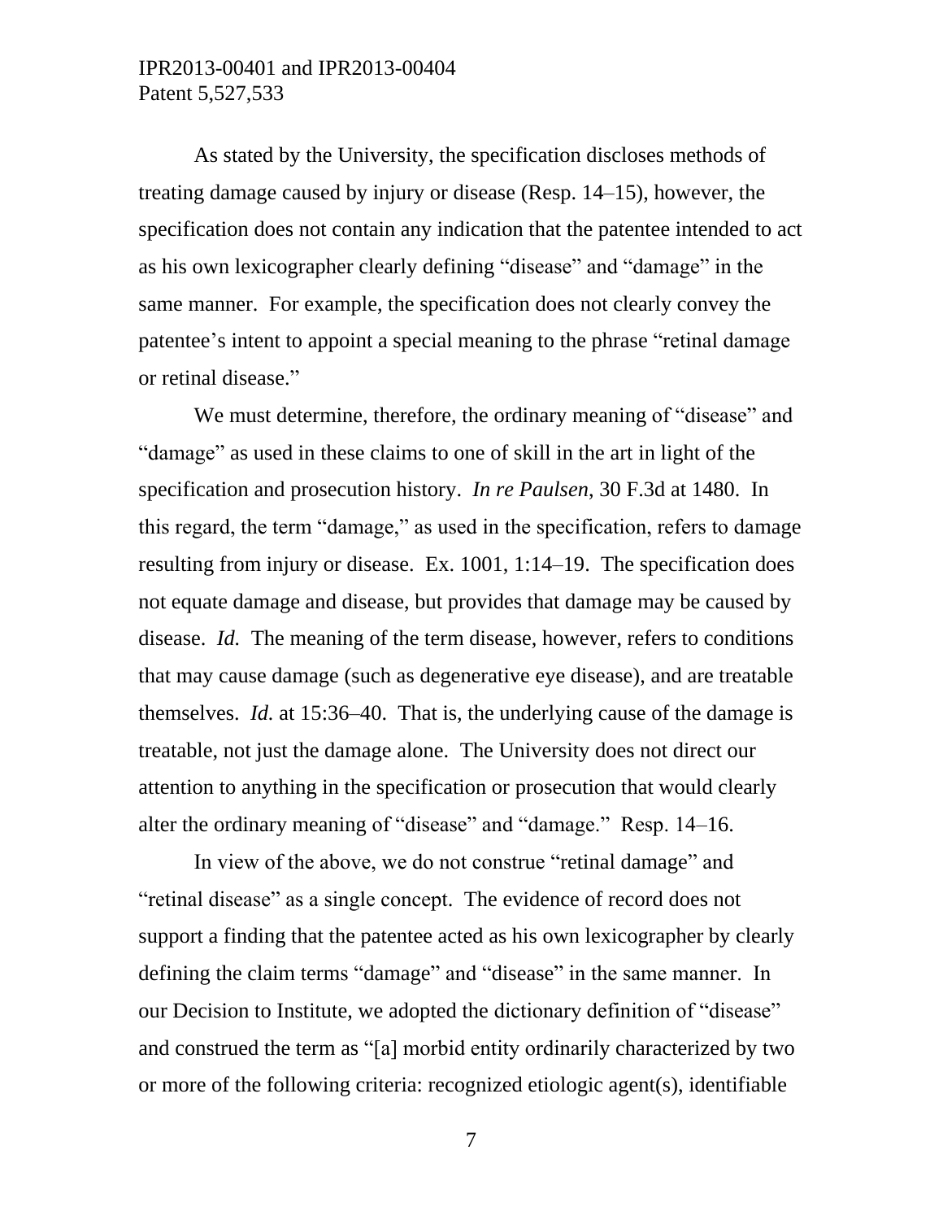As stated by the University, the specification discloses methods of treating damage caused by injury or disease (Resp. 14–15), however, the specification does not contain any indication that the patentee intended to act as his own lexicographer clearly defining "disease" and "damage" in the same manner. For example, the specification does not clearly convey the patentee's intent to appoint a special meaning to the phrase "retinal damage or retinal disease."

We must determine, therefore, the ordinary meaning of "disease" and "damage" as used in these claims to one of skill in the art in light of the specification and prosecution history. *In re Paulsen*, 30 F.3d at 1480. In this regard, the term "damage," as used in the specification, refers to damage resulting from injury or disease. Ex. 1001, 1:14–19. The specification does not equate damage and disease, but provides that damage may be caused by disease. *Id.* The meaning of the term disease, however, refers to conditions that may cause damage (such as degenerative eye disease), and are treatable themselves. *Id.* at 15:36–40. That is, the underlying cause of the damage is treatable, not just the damage alone. The University does not direct our attention to anything in the specification or prosecution that would clearly alter the ordinary meaning of "disease" and "damage." Resp. 14–16.

In view of the above, we do not construe "retinal damage" and "retinal disease" as a single concept. The evidence of record does not support a finding that the patentee acted as his own lexicographer by clearly defining the claim terms "damage" and "disease" in the same manner. In our Decision to Institute, we adopted the dictionary definition of "disease" and construed the term as "[a] morbid entity ordinarily characterized by two or more of the following criteria: recognized etiologic agent(s), identifiable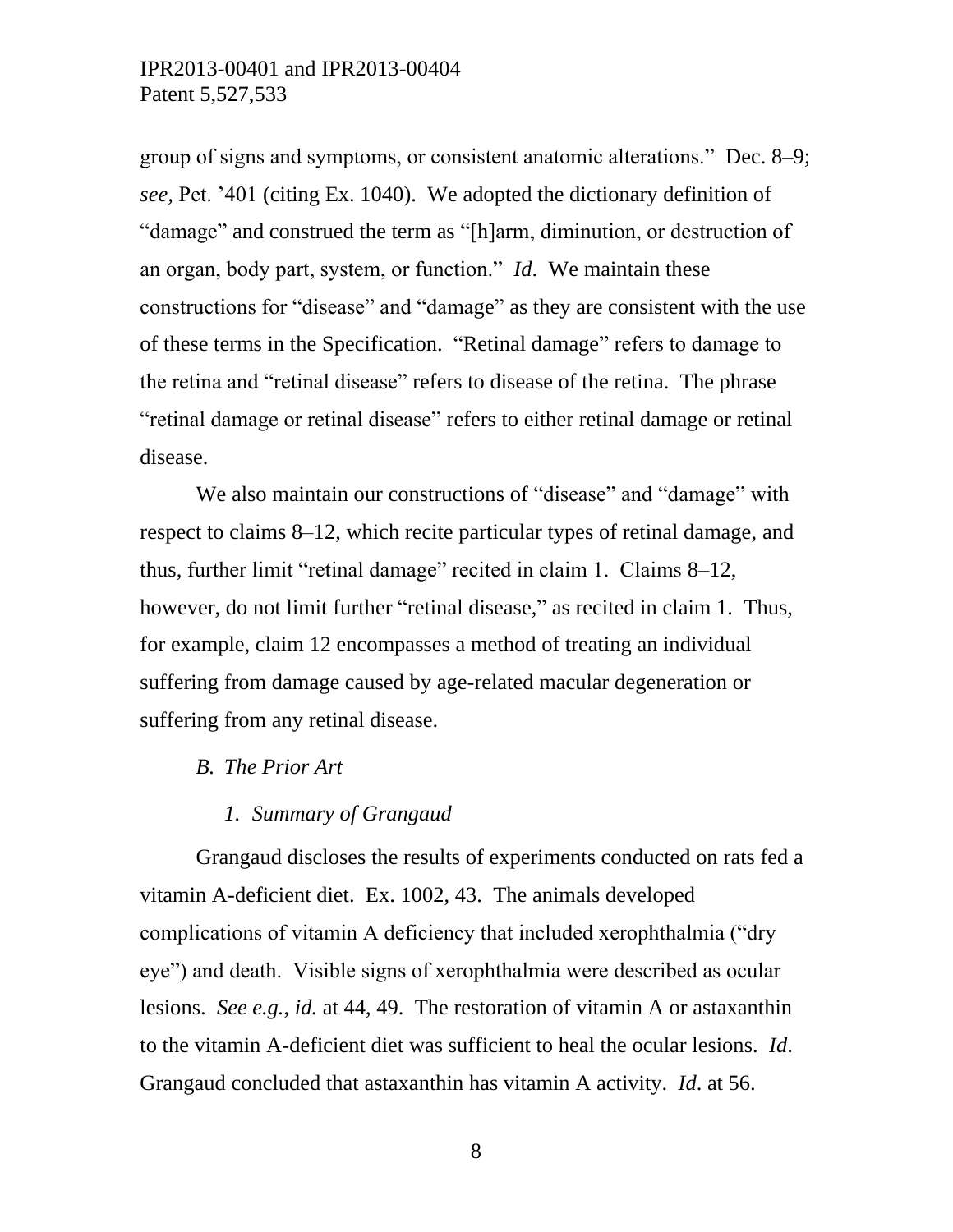group of signs and symptoms, or consistent anatomic alterations." Dec. 8–9; *see,* Pet. '401 (citing Ex. 1040). We adopted the dictionary definition of "damage" and construed the term as "[h]arm, diminution, or destruction of an organ, body part, system, or function." *Id.* We maintain these constructions for "disease" and "damage" as they are consistent with the use of these terms in the Specification. "Retinal damage" refers to damage to the retina and "retinal disease" refers to disease of the retina. The phrase "retinal damage or retinal disease" refers to either retinal damage or retinal disease.

We also maintain our constructions of "disease" and "damage" with respect to claims 8–12, which recite particular types of retinal damage, and thus, further limit "retinal damage" recited in claim 1. Claims 8–12, however, do not limit further "retinal disease," as recited in claim 1. Thus, for example, claim 12 encompasses a method of treating an individual suffering from damage caused by age-related macular degeneration or suffering from any retinal disease.

### *B. The Prior Art*

#### *1. Summary of Grangaud*

Grangaud discloses the results of experiments conducted on rats fed a vitamin A-deficient diet. Ex. 1002, 43. The animals developed complications of vitamin A deficiency that included xerophthalmia ("dry eye") and death. Visible signs of xerophthalmia were described as ocular lesions. *See e.g.*, *id.* at 44, 49. The restoration of vitamin A or astaxanthin to the vitamin A-deficient diet was sufficient to heal the ocular lesions. *Id*. Grangaud concluded that astaxanthin has vitamin A activity. *Id*. at 56.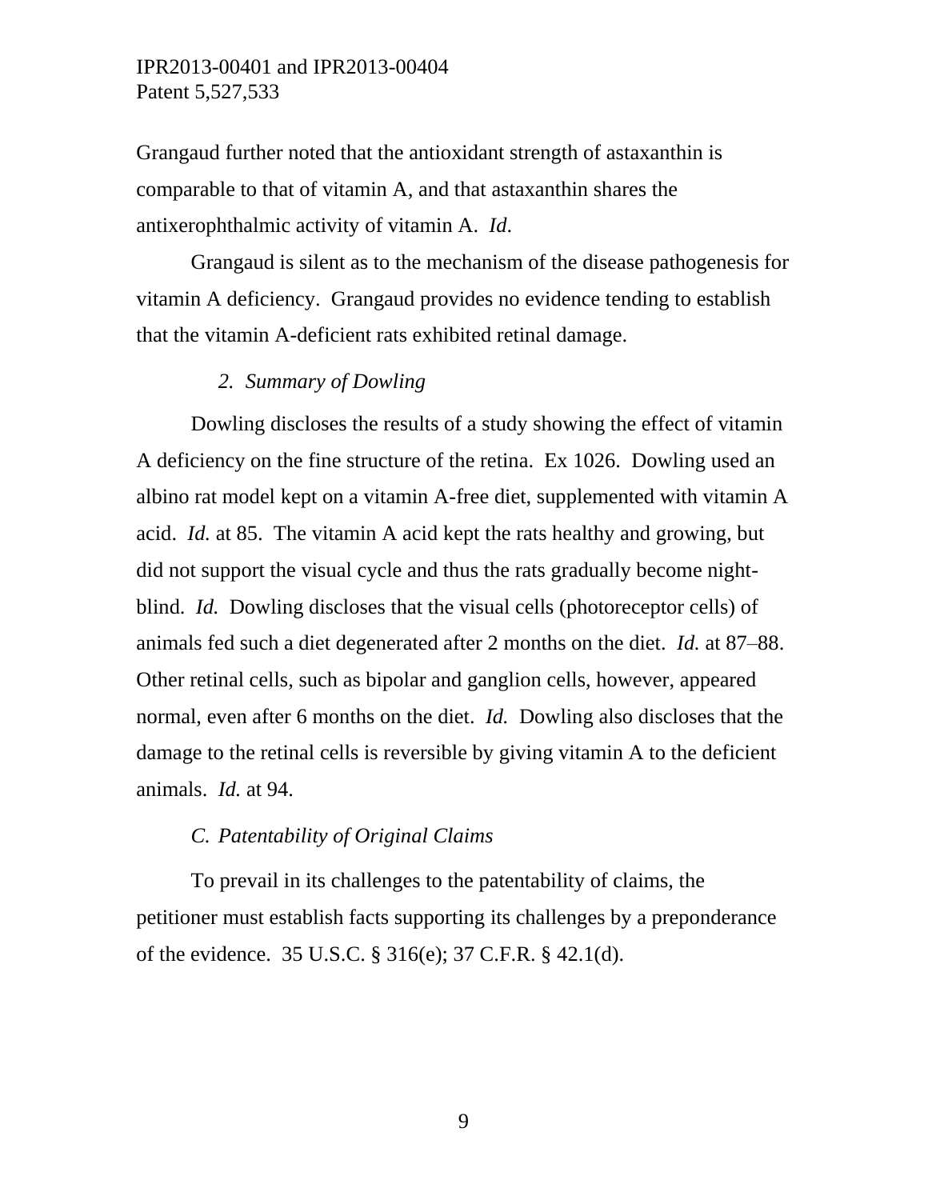Grangaud further noted that the antioxidant strength of astaxanthin is comparable to that of vitamin A, and that astaxanthin shares the antixerophthalmic activity of vitamin A. *Id*.

Grangaud is silent as to the mechanism of the disease pathogenesis for vitamin A deficiency. Grangaud provides no evidence tending to establish that the vitamin A-deficient rats exhibited retinal damage.

#### *2. Summary of Dowling*

Dowling discloses the results of a study showing the effect of vitamin A deficiency on the fine structure of the retina. Ex 1026. Dowling used an albino rat model kept on a vitamin A-free diet, supplemented with vitamin A acid. *Id.* at 85. The vitamin A acid kept the rats healthy and growing, but did not support the visual cycle and thus the rats gradually become night-blind. *Id.* Dowling discloses that the visual cells (photoreceptor cells) of animals fed such a diet degenerated after 2 months on the diet. *Id.* at 87–88. Other retinal cells, such as bipolar and ganglion cells, however, appeared normal, even after 6 months on the diet. *Id.* Dowling also discloses that the damage to the retinal cells is reversible by giving vitamin A to the deficient animals. *Id.* at 94.

### *C. Patentability of Original Claims*

To prevail in its challenges to the patentability of claims, the petitioner must establish facts supporting its challenges by a preponderance of the evidence. 35 U.S.C. § 316(e); 37 C.F.R. § 42.1(d).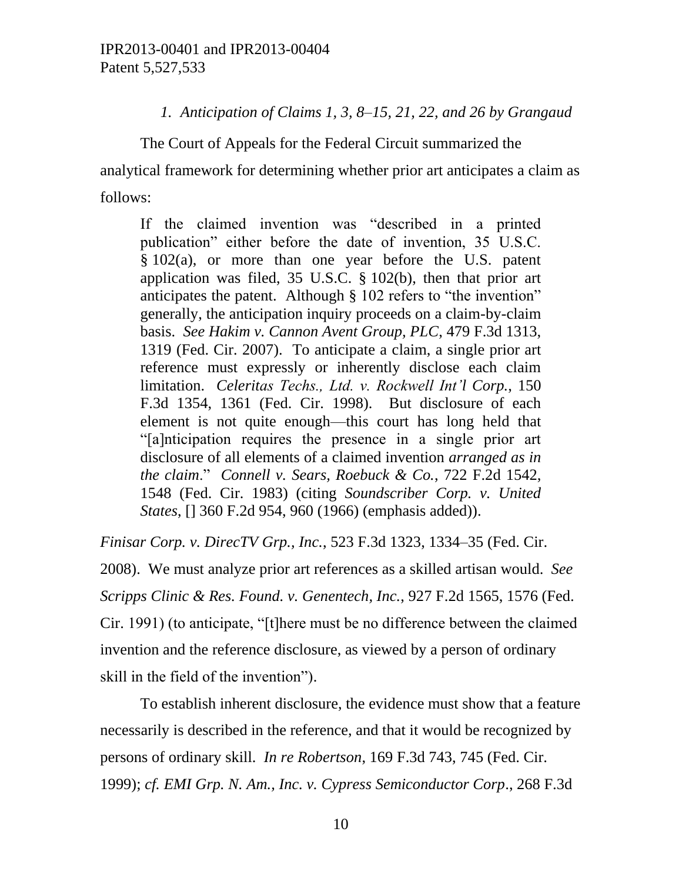*1. Anticipation of Claims 1, 3, 8–15, 21, 22, and 26 by Grangaud*

The Court of Appeals for the Federal Circuit summarized the analytical framework for determining whether prior art anticipates a claim as follows:

> If the claimed invention was "described in a printed publication" either before the date of invention, 35 U.S.C. § 102(a), or more than one year before the U.S. patent application was filed, 35 U.S.C. § 102(b), then that prior art anticipates the patent. Although § 102 refers to "the invention" generally, the anticipation inquiry proceeds on a claim-by-claim basis. *See Hakim v. Cannon Avent Group, PLC*, 479 F.3d 1313, 1319 (Fed. Cir. 2007). To anticipate a claim, a single prior art reference must expressly or inherently disclose each claim limitation. *Celeritas Techs., Ltd. v. Rockwell Int'l Corp.*, 150 F.3d 1354, 1361 (Fed. Cir. 1998). But disclosure of each element is not quite enough—this court has long held that "[a]nticipation requires the presence in a single prior art disclosure of all elements of a claimed invention *arranged as in the claim*." *Connell v. Sears, Roebuck & Co.*, 722 F.2d 1542, 1548 (Fed. Cir. 1983) (citing *Soundscriber Corp. v. United States*, [] 360 F.2d 954, 960 (1966) (emphasis added)).

*Finisar Corp. v. DirecTV Grp., Inc.*, 523 F.3d 1323, 1334–35 (Fed. Cir. 2008). We must analyze prior art references as a skilled artisan would. *See Scripps Clinic & Res. Found. v. Genentech, Inc.*, 927 F.2d 1565, 1576 (Fed. Cir. 1991) (to anticipate, "[t]here must be no difference between the claimed invention and the reference disclosure, as viewed by a person of ordinary skill in the field of the invention").

To establish inherent disclosure, the evidence must show that a feature necessarily is described in the reference, and that it would be recognized by persons of ordinary skill. *In re Robertson*, 169 F.3d 743, 745 (Fed. Cir. 1999); *cf. EMI Grp. N. Am., Inc. v. Cypress Semiconductor Corp*., 268 F.3d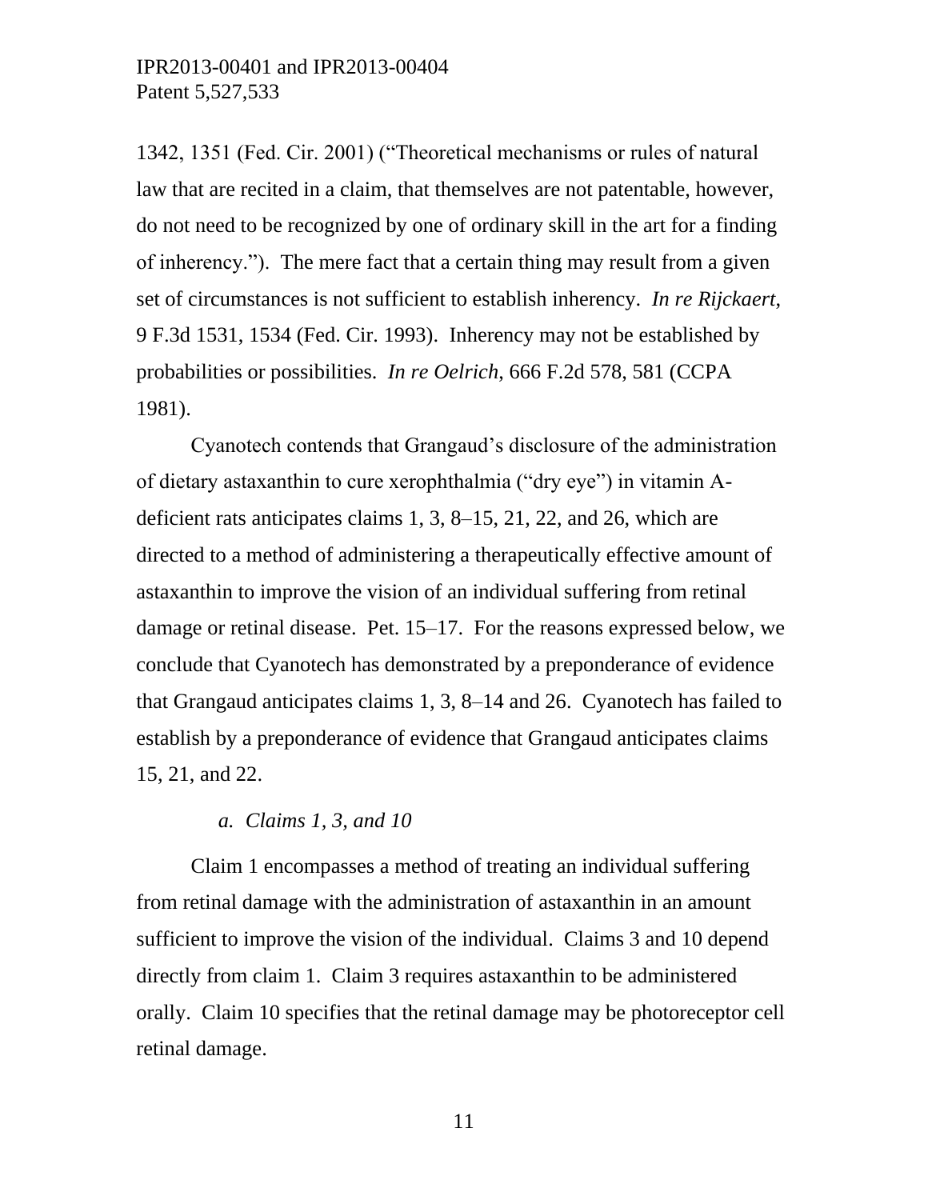1342, 1351 (Fed. Cir. 2001) ("Theoretical mechanisms or rules of natural law that are recited in a claim, that themselves are not patentable, however, do not need to be recognized by one of ordinary skill in the art for a finding of inherency."). The mere fact that a certain thing may result from a given set of circumstances is not sufficient to establish inherency. *In re Rijckaert*, 9 F.3d 1531, 1534 (Fed. Cir. 1993). Inherency may not be established by probabilities or possibilities. *In re Oelrich*, 666 F.2d 578, 581 (CCPA 1981).

Cyanotech contends that Grangaud's disclosure of the administration of dietary astaxanthin to cure xerophthalmia ("dry eye") in vitamin A-deficient rats anticipates claims 1, 3, 8–15, 21, 22, and 26, which are directed to a method of administering a therapeutically effective amount of astaxanthin to improve the vision of an individual suffering from retinal damage or retinal disease. Pet. 15–17. For the reasons expressed below, we conclude that Cyanotech has demonstrated by a preponderance of evidence that Grangaud anticipates claims 1, 3, 8–14 and 26. Cyanotech has failed to establish by a preponderance of evidence that Grangaud anticipates claims 15, 21, and 22.

*a. Claims 1, 3, and 10*

Claim 1 encompasses a method of treating an individual suffering from retinal damage with the administration of astaxanthin in an amount sufficient to improve the vision of the individual. Claims 3 and 10 depend directly from claim 1. Claim 3 requires astaxanthin to be administered orally. Claim 10 specifies that the retinal damage may be photoreceptor cell retinal damage.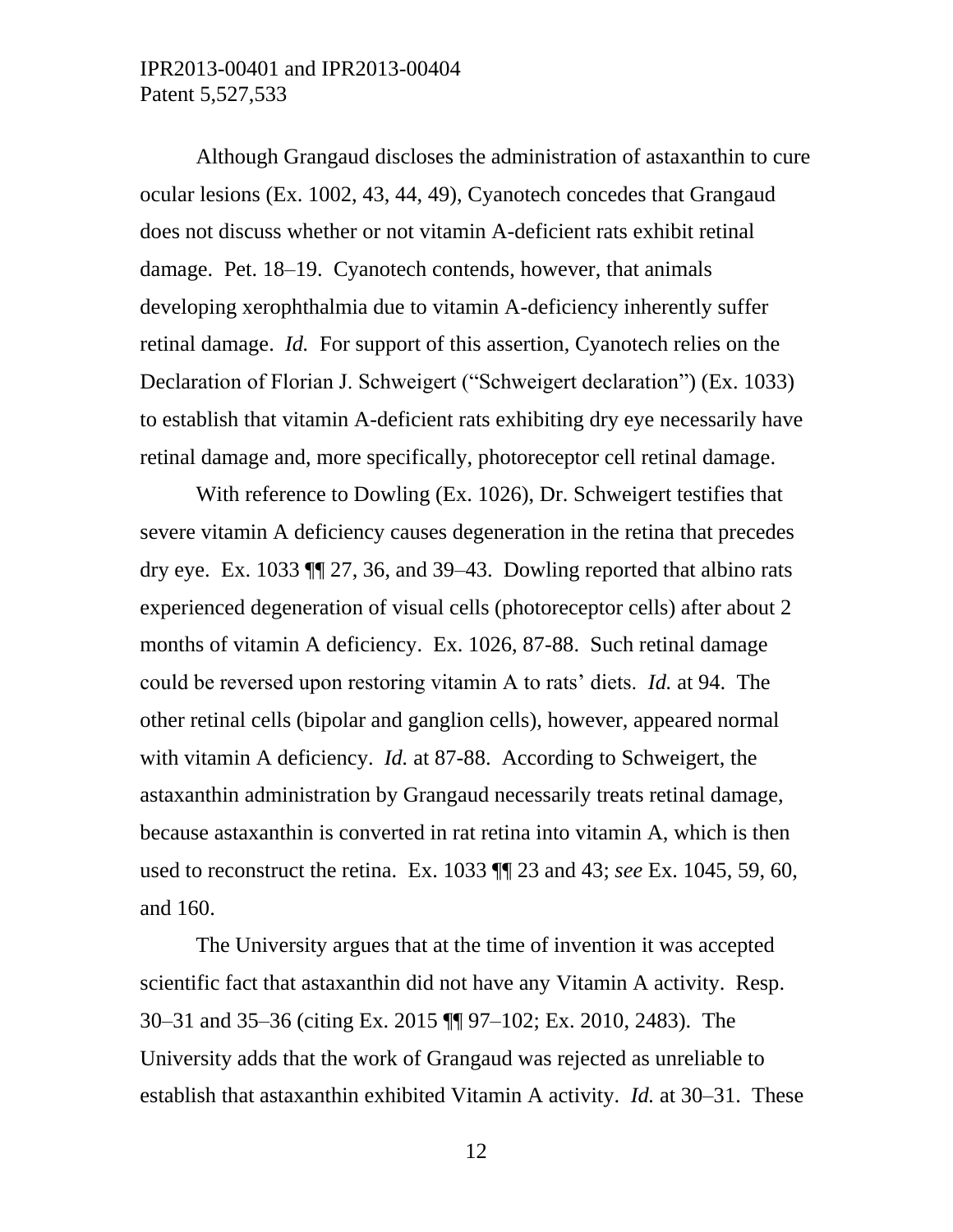Although Grangaud discloses the administration of astaxanthin to cure ocular lesions (Ex. 1002, 43, 44, 49), Cyanotech concedes that Grangaud does not discuss whether or not vitamin A-deficient rats exhibit retinal damage. Pet. 18–19. Cyanotech contends, however, that animals developing xerophthalmia due to vitamin A-deficiency inherently suffer retinal damage. *Id.* For support of this assertion, Cyanotech relies on the Declaration of Florian J. Schweigert ("Schweigert declaration") (Ex. 1033) to establish that vitamin A-deficient rats exhibiting dry eye necessarily have retinal damage and, more specifically, photoreceptor cell retinal damage.

With reference to Dowling (Ex. 1026), Dr. Schweigert testifies that severe vitamin A deficiency causes degeneration in the retina that precedes dry eye. Ex. 1033 ¶¶ 27, 36, and 39–43. Dowling reported that albino rats experienced degeneration of visual cells (photoreceptor cells) after about 2 months of vitamin A deficiency. Ex. 1026, 87-88. Such retinal damage could be reversed upon restoring vitamin A to rats' diets. *Id.* at 94. The other retinal cells (bipolar and ganglion cells), however, appeared normal with vitamin A deficiency. *Id.* at 87-88. According to Schweigert, the astaxanthin administration by Grangaud necessarily treats retinal damage, because astaxanthin is converted in rat retina into vitamin A, which is then used to reconstruct the retina. Ex. 1033 ¶¶ 23 and 43; *see* Ex. 1045, 59, 60, and 160.

The University argues that at the time of invention it was accepted scientific fact that astaxanthin did not have any Vitamin A activity. Resp. 30–31 and 35–36 (citing Ex. 2015 ¶¶ 97–102; Ex. 2010, 2483). The University adds that the work of Grangaud was rejected as unreliable to establish that astaxanthin exhibited Vitamin A activity. *Id.* at 30–31. These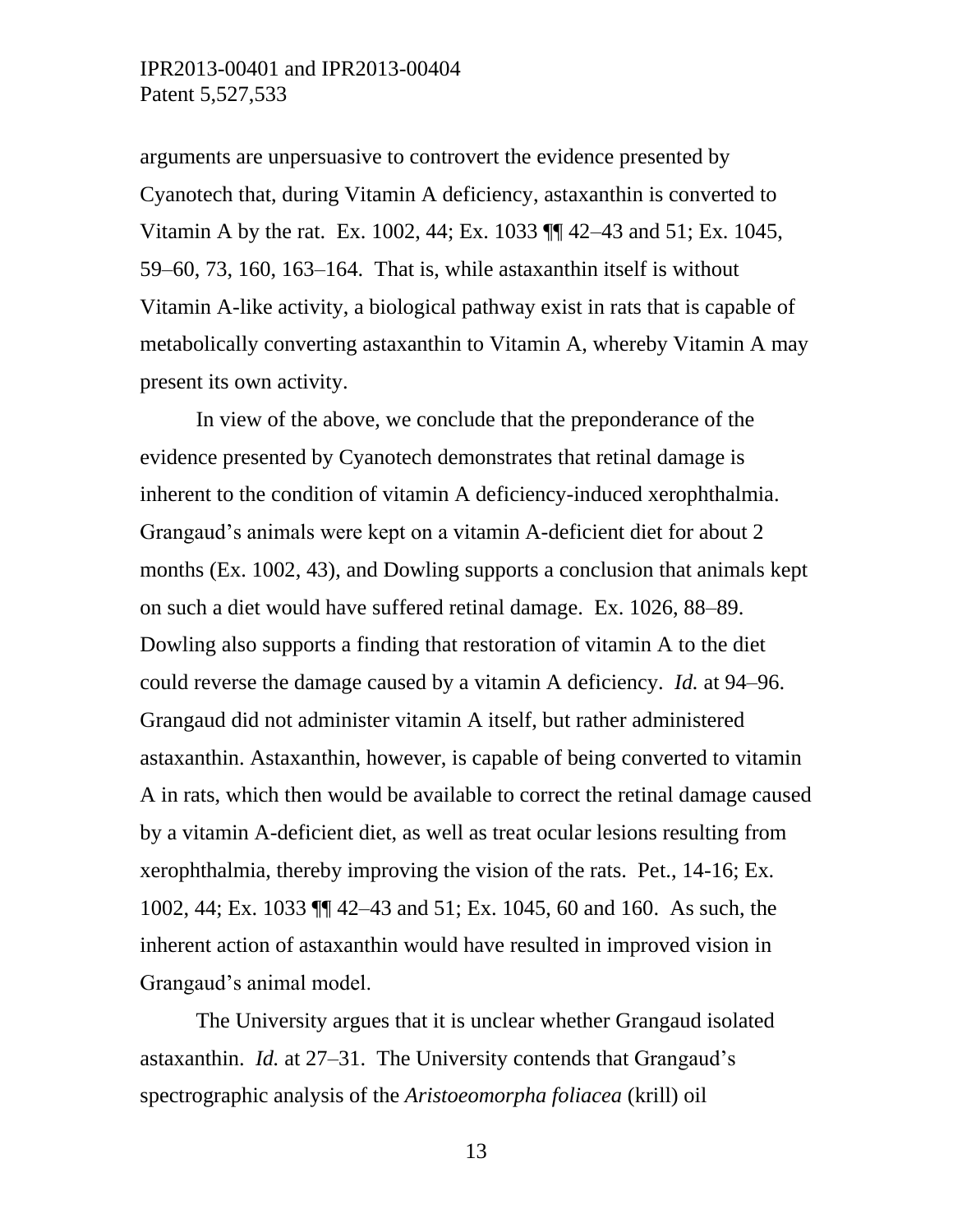arguments are unpersuasive to controvert the evidence presented by Cyanotech that, during Vitamin A deficiency, astaxanthin is converted to Vitamin A by the rat. Ex. 1002, 44; Ex. 1033 ¶¶ 42–43 and 51; Ex. 1045, 59–60, 73, 160, 163–164. That is, while astaxanthin itself is without Vitamin A-like activity, a biological pathway exist in rats that is capable of metabolically converting astaxanthin to Vitamin A, whereby Vitamin A may present its own activity.

In view of the above, we conclude that the preponderance of the evidence presented by Cyanotech demonstrates that retinal damage is inherent to the condition of vitamin A deficiency-induced xerophthalmia. Grangaud's animals were kept on a vitamin A-deficient diet for about 2 months (Ex. 1002, 43), and Dowling supports a conclusion that animals kept on such a diet would have suffered retinal damage. Ex. 1026, 88–89. Dowling also supports a finding that restoration of vitamin A to the diet could reverse the damage caused by a vitamin A deficiency. *Id.* at 94–96. Grangaud did not administer vitamin A itself, but rather administered astaxanthin. Astaxanthin, however, is capable of being converted to vitamin A in rats, which then would be available to correct the retinal damage caused by a vitamin A-deficient diet, as well as treat ocular lesions resulting from xerophthalmia, thereby improving the vision of the rats. Pet., 14-16; Ex. 1002, 44; Ex. 1033 ¶¶ 42–43 and 51; Ex. 1045, 60 and 160. As such, the inherent action of astaxanthin would have resulted in improved vision in Grangaud's animal model.

The University argues that it is unclear whether Grangaud isolated astaxanthin. *Id.* at 27–31. The University contends that Grangaud's spectrographic analysis of the *Aristoeomorpha foliacea* (krill) oil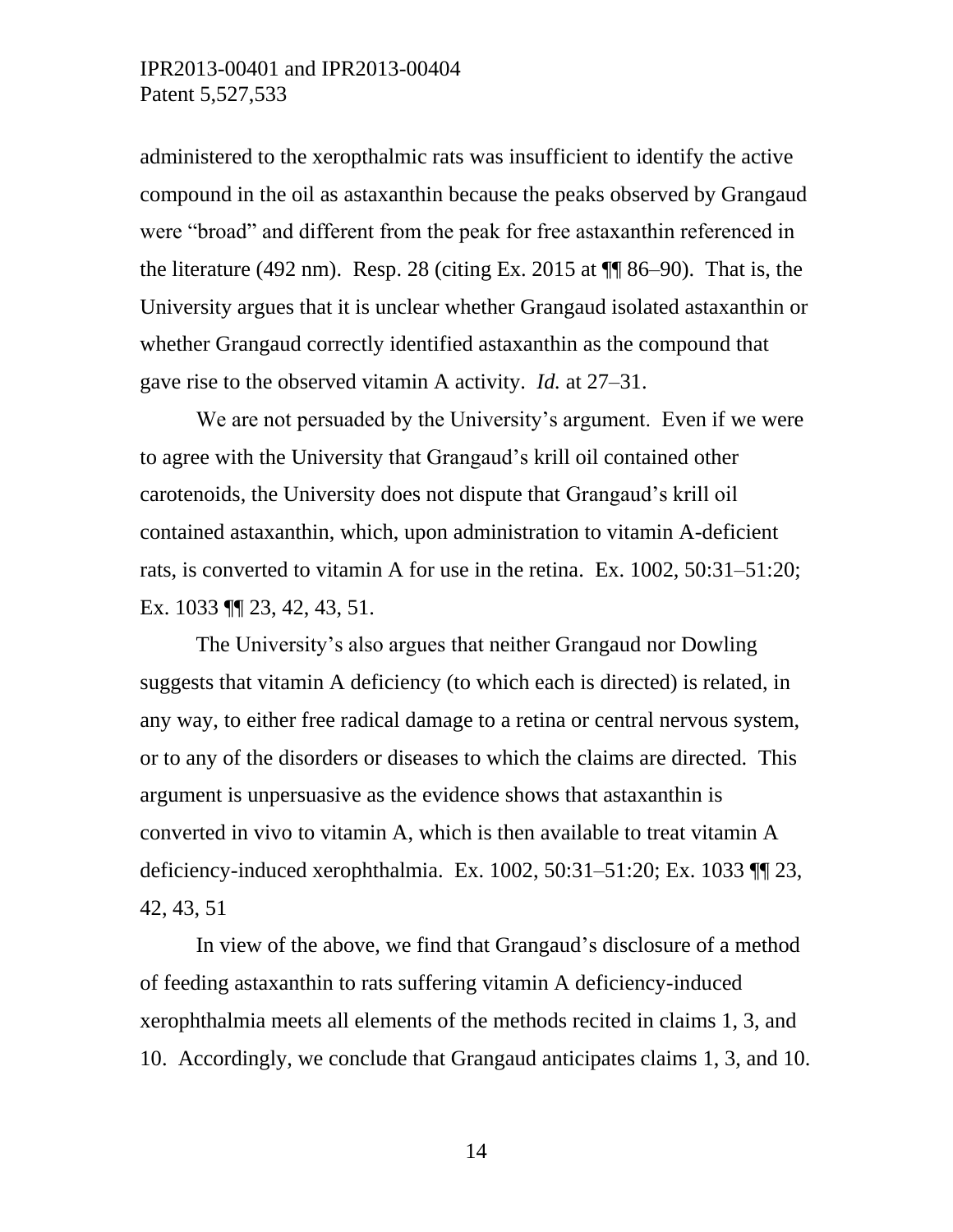administered to the xeropthalmic rats was insufficient to identify the active compound in the oil as astaxanthin because the peaks observed by Grangaud were "broad" and different from the peak for free astaxanthin referenced in the literature (492 nm). Resp. 28 (citing Ex. 2015 at ¶¶ 86–90). That is, the University argues that it is unclear whether Grangaud isolated astaxanthin or whether Grangaud correctly identified astaxanthin as the compound that gave rise to the observed vitamin A activity. *Id.* at 27–31.

We are not persuaded by the University's argument. Even if we were to agree with the University that Grangaud's krill oil contained other carotenoids, the University does not dispute that Grangaud's krill oil contained astaxanthin, which, upon administration to vitamin A-deficient rats, is converted to vitamin A for use in the retina. Ex. 1002, 50:31–51:20; Ex. 1033 ¶¶ 23, 42, 43, 51.

The University's also argues that neither Grangaud nor Dowling suggests that vitamin A deficiency (to which each is directed) is related, in any way, to either free radical damage to a retina or central nervous system, or to any of the disorders or diseases to which the claims are directed. This argument is unpersuasive as the evidence shows that astaxanthin is converted in vivo to vitamin A, which is then available to treat vitamin A deficiency-induced xerophthalmia. Ex. 1002, 50:31–51:20; Ex. 1033 ¶¶ 23, 42, 43, 51

In view of the above, we find that Grangaud's disclosure of a method of feeding astaxanthin to rats suffering vitamin A deficiency-induced xerophthalmia meets all elements of the methods recited in claims 1, 3, and 10. Accordingly, we conclude that Grangaud anticipates claims 1, 3, and 10.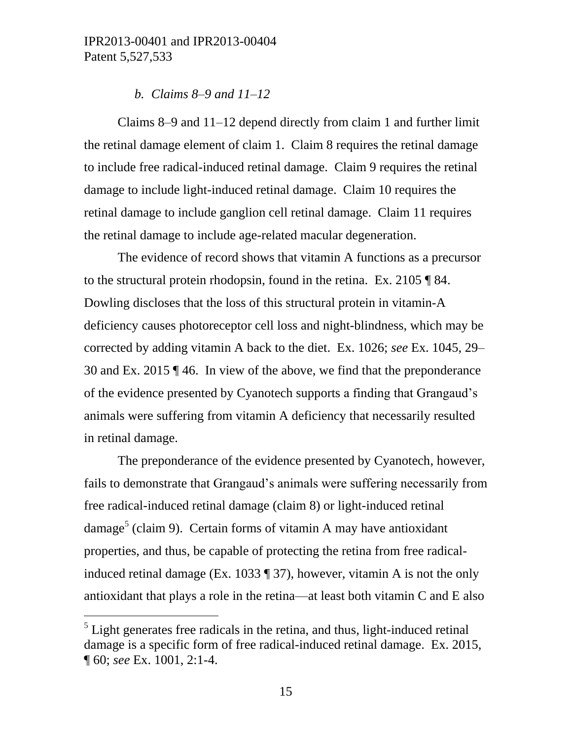*b. Claims 8–9 and 11–12*

Claims 8–9 and 11–12 depend directly from claim 1 and further limit the retinal damage element of claim 1. Claim 8 requires the retinal damage to include free radical-induced retinal damage. Claim 9 requires the retinal damage to include light-induced retinal damage. Claim 10 requires the retinal damage to include ganglion cell retinal damage. Claim 11 requires the retinal damage to include age-related macular degeneration.

The evidence of record shows that vitamin A functions as a precursor to the structural protein rhodopsin, found in the retina. Ex. 2105 ¶ 84. Dowling discloses that the loss of this structural protein in vitamin-A deficiency causes photoreceptor cell loss and night-blindness, which may be corrected by adding vitamin A back to the diet. Ex. 1026; *see* Ex. 1045, 29–30 and Ex. 2015 ¶ 46. In view of the above, we find that the preponderance of the evidence presented by Cyanotech supports a finding that Grangaud's animals were suffering from vitamin A deficiency that necessarily resulted in retinal damage.

The preponderance of the evidence presented by Cyanotech, however, fails to demonstrate that Grangaud's animals were suffering necessarily from free radical-induced retinal damage (claim 8) or light-induced retinal damage[5] (claim 9). Certain forms of vitamin A may have antioxidant properties, and thus, be capable of protecting the retina from free radical-induced retinal damage (Ex. 1033 ¶ 37), however, vitamin A is not the only antioxidant that plays a role in the retina—at least both vitamin C and E also

[5] Light generates free radicals in the retina, and thus, light-induced retinal damage is a specific form of free radical-induced retinal damage. Ex. 2015, ¶ 60; *see* Ex. 1001, 2:1-4.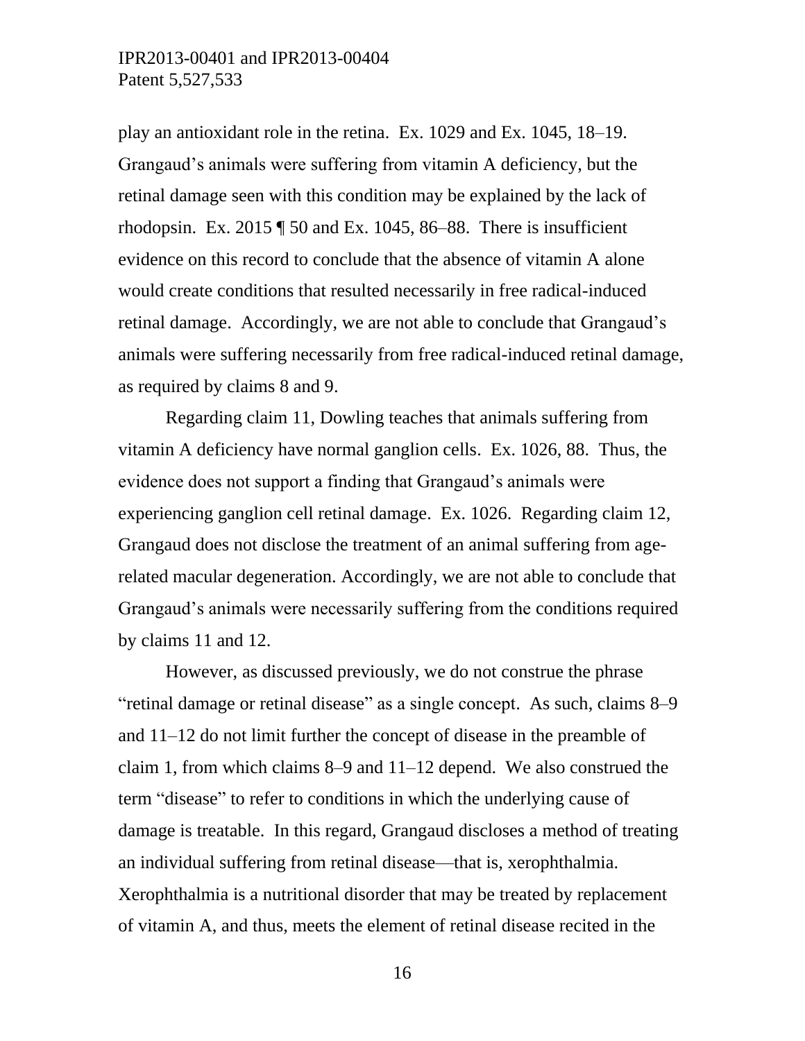play an antioxidant role in the retina. Ex. 1029 and Ex. 1045, 18–19. Grangaud's animals were suffering from vitamin A deficiency, but the retinal damage seen with this condition may be explained by the lack of rhodopsin. Ex. 2015 ¶ 50 and Ex. 1045, 86–88. There is insufficient evidence on this record to conclude that the absence of vitamin A alone would create conditions that resulted necessarily in free radical-induced retinal damage. Accordingly, we are not able to conclude that Grangaud's animals were suffering necessarily from free radical-induced retinal damage, as required by claims 8 and 9.

Regarding claim 11, Dowling teaches that animals suffering from vitamin A deficiency have normal ganglion cells. Ex. 1026, 88. Thus, the evidence does not support a finding that Grangaud's animals were experiencing ganglion cell retinal damage. Ex. 1026. Regarding claim 12, Grangaud does not disclose the treatment of an animal suffering from age-related macular degeneration. Accordingly, we are not able to conclude that Grangaud's animals were necessarily suffering from the conditions required by claims 11 and 12.

However, as discussed previously, we do not construe the phrase "retinal damage or retinal disease" as a single concept. As such, claims 8–9 and 11–12 do not limit further the concept of disease in the preamble of claim 1, from which claims 8–9 and 11–12 depend. We also construed the term "disease" to refer to conditions in which the underlying cause of damage is treatable. In this regard, Grangaud discloses a method of treating an individual suffering from retinal disease—that is, xerophthalmia. Xerophthalmia is a nutritional disorder that may be treated by replacement of vitamin A, and thus, meets the element of retinal disease recited in the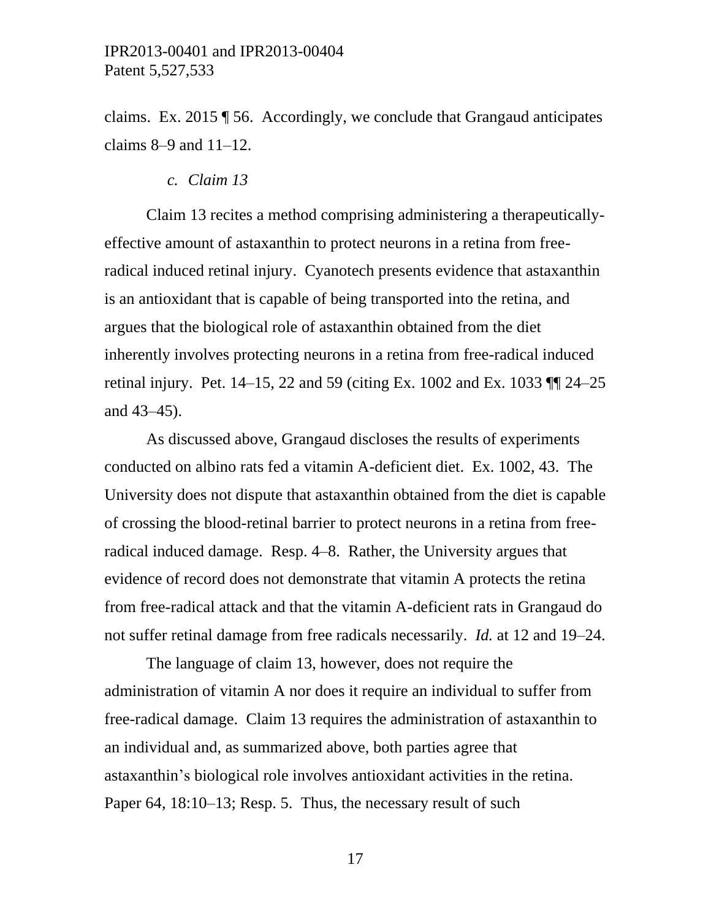claims. Ex. 2015 ¶ 56. Accordingly, we conclude that Grangaud anticipates claims 8–9 and 11–12.

#### *c. Claim 13*

Claim 13 recites a method comprising administering a therapeutically-effective amount of astaxanthin to protect neurons in a retina from free-radical induced retinal injury. Cyanotech presents evidence that astaxanthin is an antioxidant that is capable of being transported into the retina, and argues that the biological role of astaxanthin obtained from the diet inherently involves protecting neurons in a retina from free-radical induced retinal injury. Pet. 14–15, 22 and 59 (citing Ex. 1002 and Ex. 1033 ¶¶ 24–25 and 43–45).

As discussed above, Grangaud discloses the results of experiments conducted on albino rats fed a vitamin A-deficient diet. Ex. 1002, 43. The University does not dispute that astaxanthin obtained from the diet is capable of crossing the blood-retinal barrier to protect neurons in a retina from free-radical induced damage. Resp. 4–8. Rather, the University argues that evidence of record does not demonstrate that vitamin A protects the retina from free-radical attack and that the vitamin A-deficient rats in Grangaud do not suffer retinal damage from free radicals necessarily. *Id.* at 12 and 19–24.

The language of claim 13, however, does not require the administration of vitamin A nor does it require an individual to suffer from free-radical damage. Claim 13 requires the administration of astaxanthin to an individual and, as summarized above, both parties agree that astaxanthin's biological role involves antioxidant activities in the retina. Paper 64, 18:10–13; Resp. 5. Thus, the necessary result of such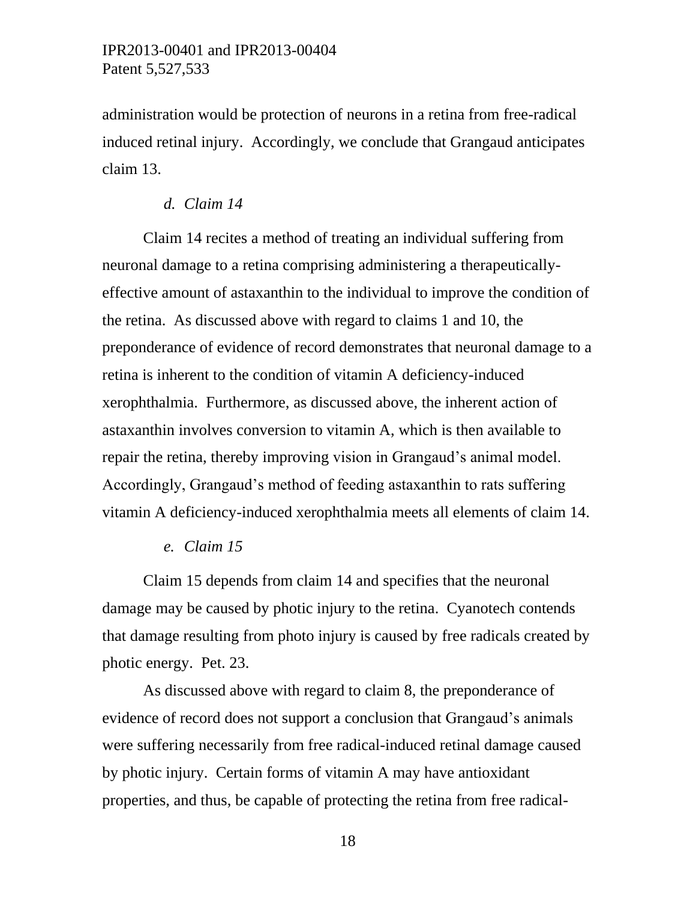administration would be protection of neurons in a retina from free-radical induced retinal injury. Accordingly, we conclude that Grangaud anticipates claim 13.

*d. Claim 14*

Claim 14 recites a method of treating an individual suffering from neuronal damage to a retina comprising administering a therapeutically-effective amount of astaxanthin to the individual to improve the condition of the retina. As discussed above with regard to claims 1 and 10, the preponderance of evidence of record demonstrates that neuronal damage to a retina is inherent to the condition of vitamin A deficiency-induced xerophthalmia. Furthermore, as discussed above, the inherent action of astaxanthin involves conversion to vitamin A, which is then available to repair the retina, thereby improving vision in Grangaud's animal model. Accordingly, Grangaud's method of feeding astaxanthin to rats suffering vitamin A deficiency-induced xerophthalmia meets all elements of claim 14.

*e. Claim 15*

Claim 15 depends from claim 14 and specifies that the neuronal damage may be caused by photic injury to the retina. Cyanotech contends that damage resulting from photo injury is caused by free radicals created by photic energy. Pet. 23.

As discussed above with regard to claim 8, the preponderance of evidence of record does not support a conclusion that Grangaud's animals were suffering necessarily from free radical-induced retinal damage caused by photic injury. Certain forms of vitamin A may have antioxidant properties, and thus, be capable of protecting the retina from free radical-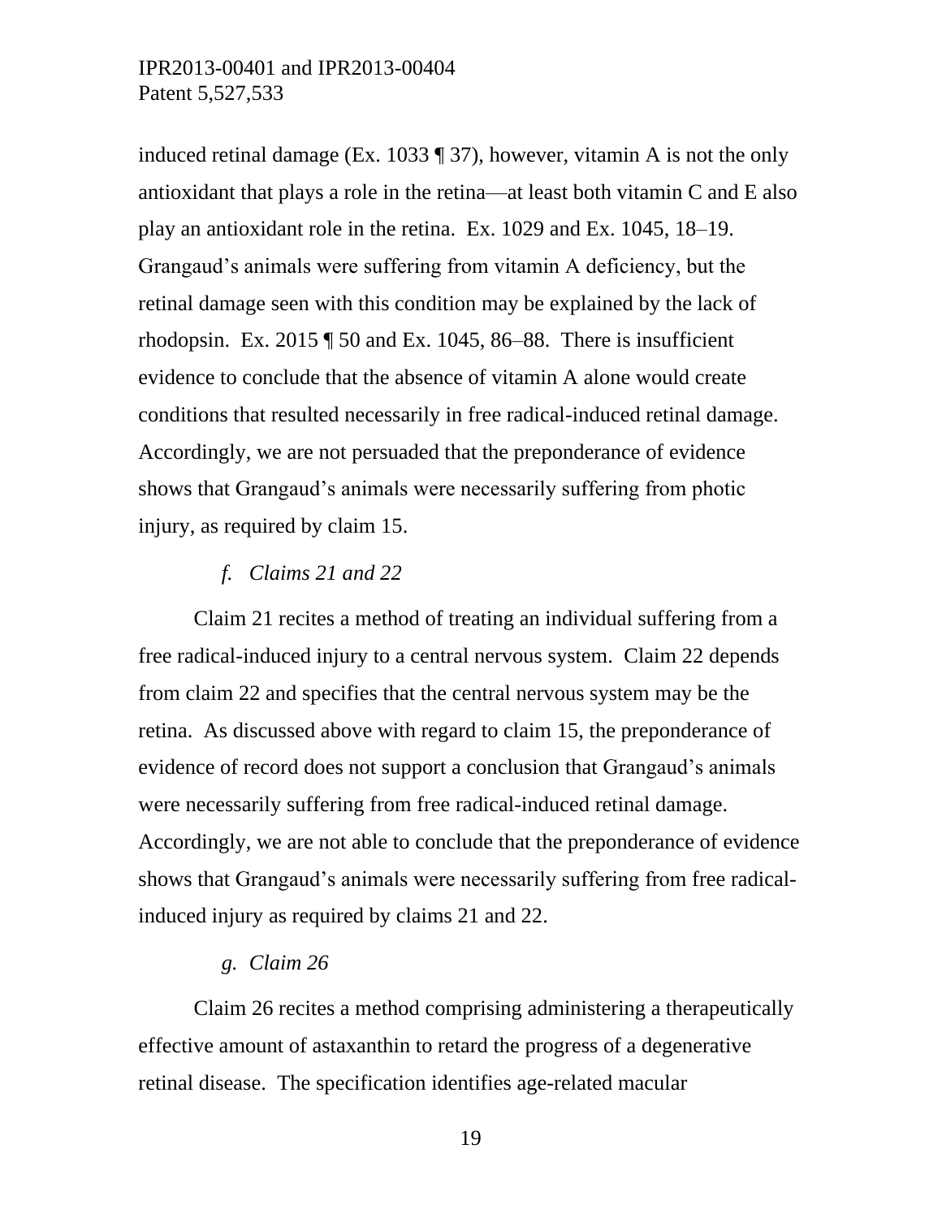induced retinal damage (Ex. 1033 ¶ 37), however, vitamin A is not the only antioxidant that plays a role in the retina—at least both vitamin C and E also play an antioxidant role in the retina. Ex. 1029 and Ex. 1045, 18–19. Grangaud's animals were suffering from vitamin A deficiency, but the retinal damage seen with this condition may be explained by the lack of rhodopsin. Ex. 2015 ¶ 50 and Ex. 1045, 86–88. There is insufficient evidence to conclude that the absence of vitamin A alone would create conditions that resulted necessarily in free radical-induced retinal damage. Accordingly, we are not persuaded that the preponderance of evidence shows that Grangaud's animals were necessarily suffering from photic injury, as required by claim 15.

*f. Claims 21 and 22*

Claim 21 recites a method of treating an individual suffering from a free radical-induced injury to a central nervous system. Claim 22 depends from claim 22 and specifies that the central nervous system may be the retina. As discussed above with regard to claim 15, the preponderance of evidence of record does not support a conclusion that Grangaud's animals were necessarily suffering from free radical-induced retinal damage. Accordingly, we are not able to conclude that the preponderance of evidence shows that Grangaud's animals were necessarily suffering from free radical-induced injury as required by claims 21 and 22.

*g. Claim 26*

Claim 26 recites a method comprising administering a therapeutically effective amount of astaxanthin to retard the progress of a degenerative retinal disease. The specification identifies age-related macular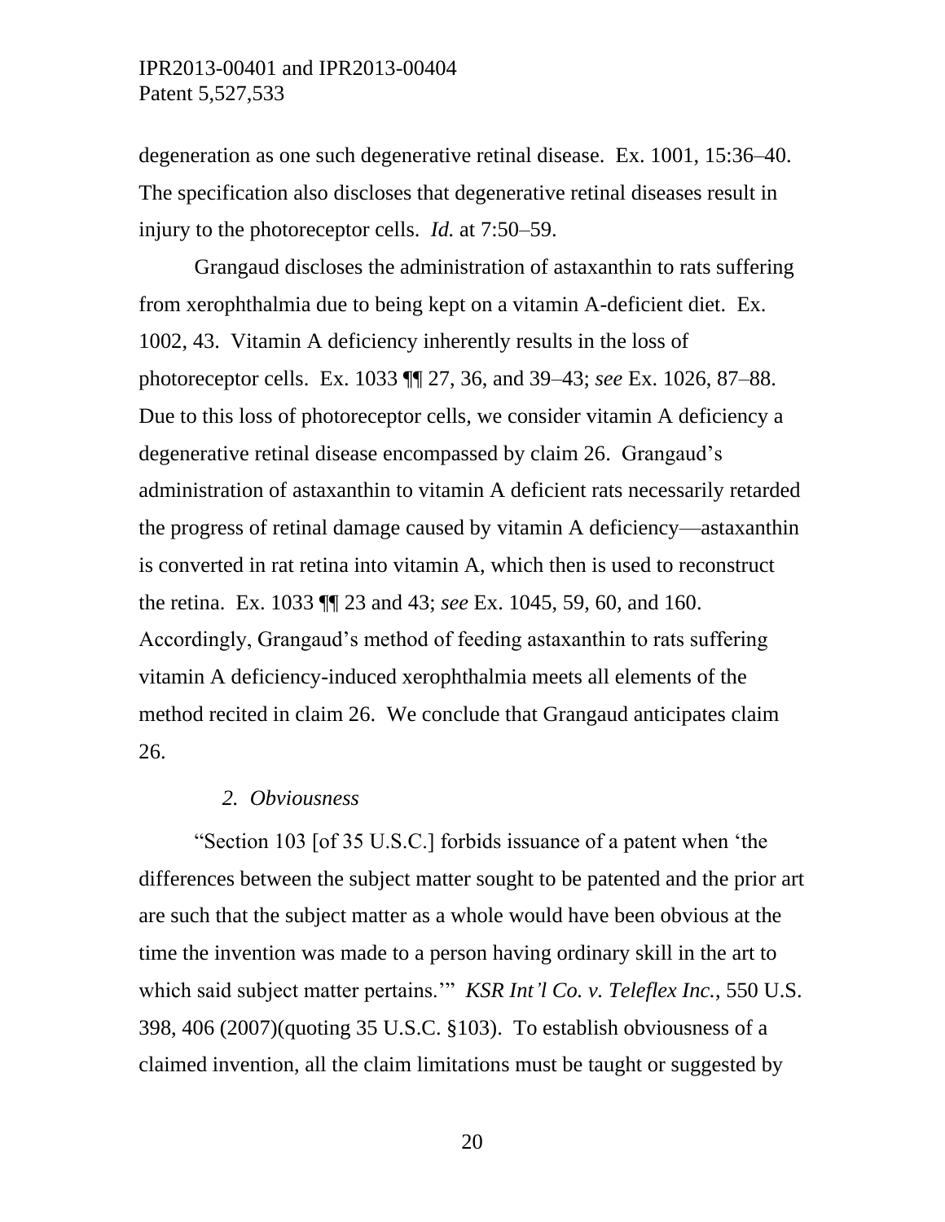degeneration as one such degenerative retinal disease. Ex. 1001, 15:36–40. The specification also discloses that degenerative retinal diseases result in injury to the photoreceptor cells. *Id.* at 7:50–59.

Grangaud discloses the administration of astaxanthin to rats suffering from xerophthalmia due to being kept on a vitamin A-deficient diet. Ex. 1002, 43. Vitamin A deficiency inherently results in the loss of photoreceptor cells. Ex. 1033 ¶¶ 27, 36, and 39–43; *see* Ex. 1026, 87–88. Due to this loss of photoreceptor cells, we consider vitamin A deficiency a degenerative retinal disease encompassed by claim 26. Grangaud's administration of astaxanthin to vitamin A deficient rats necessarily retarded the progress of retinal damage caused by vitamin A deficiency—astaxanthin is converted in rat retina into vitamin A, which then is used to reconstruct the retina. Ex. 1033 ¶¶ 23 and 43; *see* Ex. 1045, 59, 60, and 160. Accordingly, Grangaud's method of feeding astaxanthin to rats suffering vitamin A deficiency-induced xerophthalmia meets all elements of the method recited in claim 26. We conclude that Grangaud anticipates claim 26.

### *2. Obviousness*

"Section 103 [of 35 U.S.C.] forbids issuance of a patent when 'the differences between the subject matter sought to be patented and the prior art are such that the subject matter as a whole would have been obvious at the time the invention was made to a person having ordinary skill in the art to which said subject matter pertains.'" *KSR Int'l Co. v. Teleflex Inc.*, 550 U.S. 398, 406 (2007)(quoting 35 U.S.C. §103). To establish obviousness of a claimed invention, all the claim limitations must be taught or suggested by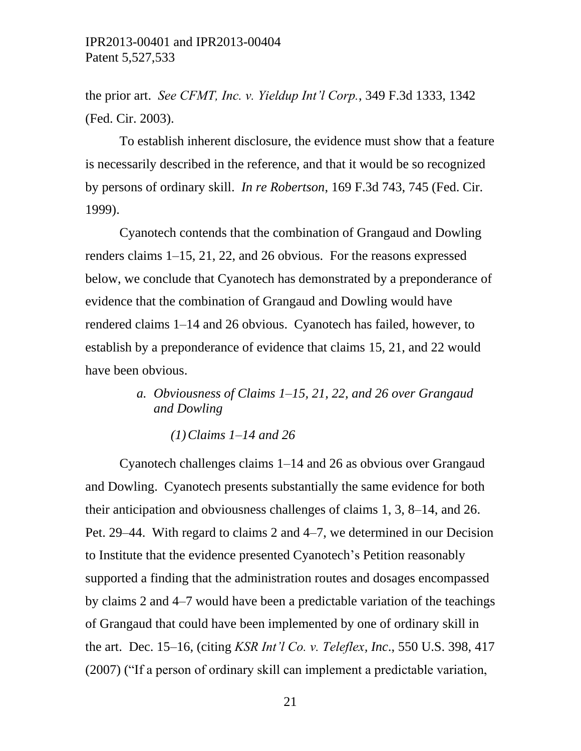the prior art. *See CFMT, Inc. v. Yieldup Int'l Corp.*, 349 F.3d 1333, 1342 (Fed. Cir. 2003).

To establish inherent disclosure, the evidence must show that a feature is necessarily described in the reference, and that it would be so recognized by persons of ordinary skill. *In re Robertson*, 169 F.3d 743, 745 (Fed. Cir. 1999).

Cyanotech contends that the combination of Grangaud and Dowling renders claims 1–15, 21, 22, and 26 obvious. For the reasons expressed below, we conclude that Cyanotech has demonstrated by a preponderance of evidence that the combination of Grangaud and Dowling would have rendered claims 1–14 and 26 obvious. Cyanotech has failed, however, to establish by a preponderance of evidence that claims 15, 21, and 22 would have been obvious.

*a. Obviousness of Claims 1–15, 21, 22, and 26 over Grangaud and Dowling*

*(1) Claims 1–14 and 26*

Cyanotech challenges claims 1–14 and 26 as obvious over Grangaud and Dowling. Cyanotech presents substantially the same evidence for both their anticipation and obviousness challenges of claims 1, 3, 8–14, and 26. Pet. 29–44. With regard to claims 2 and 4–7, we determined in our Decision to Institute that the evidence presented Cyanotech's Petition reasonably supported a finding that the administration routes and dosages encompassed by claims 2 and 4–7 would have been a predictable variation of the teachings of Grangaud that could have been implemented by one of ordinary skill in the art. Dec. 15–16, (citing *KSR Int'l Co. v. Teleflex, Inc.*, 550 U.S. 398, 417 (2007) ("If a person of ordinary skill can implement a predictable variation,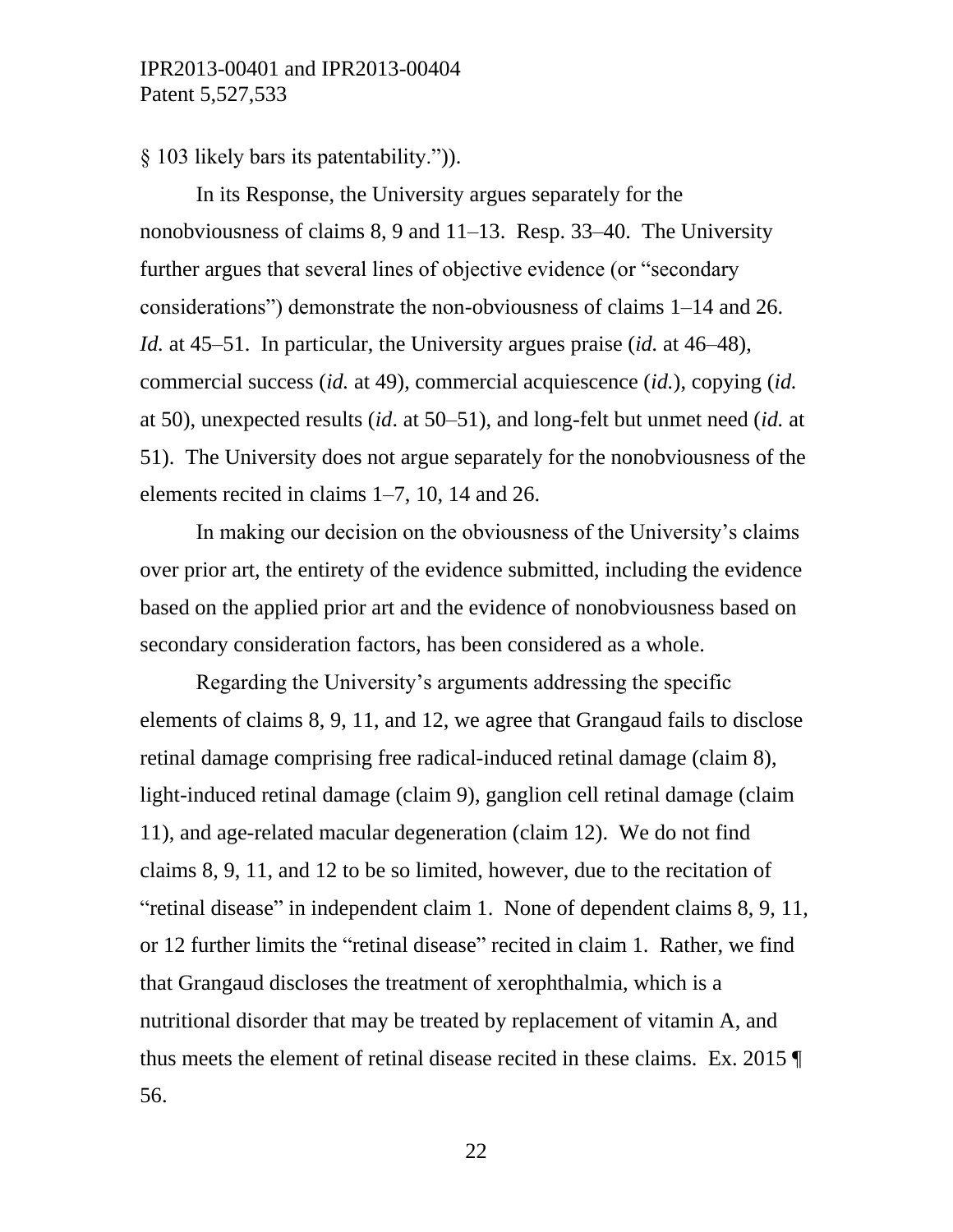§ 103 likely bars its patentability.")).

In its Response, the University argues separately for the nonobviousness of claims 8, 9 and 11–13. Resp. 33–40. The University further argues that several lines of objective evidence (or "secondary considerations") demonstrate the non-obviousness of claims 1–14 and 26. *Id.* at 45–51. In particular, the University argues praise (*id.* at 46–48), commercial success (*id.* at 49), commercial acquiescence (*id.*), copying (*id.* at 50), unexpected results (*id.* at 50–51), and long-felt but unmet need (*id.* at 51). The University does not argue separately for the nonobviousness of the elements recited in claims 1–7, 10, 14 and 26.

In making our decision on the obviousness of the University's claims over prior art, the entirety of the evidence submitted, including the evidence based on the applied prior art and the evidence of nonobviousness based on secondary consideration factors, has been considered as a whole.

Regarding the University's arguments addressing the specific elements of claims 8, 9, 11, and 12, we agree that Grangaud fails to disclose retinal damage comprising free radical-induced retinal damage (claim 8), light-induced retinal damage (claim 9), ganglion cell retinal damage (claim 11), and age-related macular degeneration (claim 12). We do not find claims 8, 9, 11, and 12 to be so limited, however, due to the recitation of "retinal disease" in independent claim 1. None of dependent claims 8, 9, 11, or 12 further limits the "retinal disease" recited in claim 1. Rather, we find that Grangaud discloses the treatment of xerophthalmia, which is a nutritional disorder that may be treated by replacement of vitamin A, and thus meets the element of retinal disease recited in these claims. Ex. 2015 ¶ 56.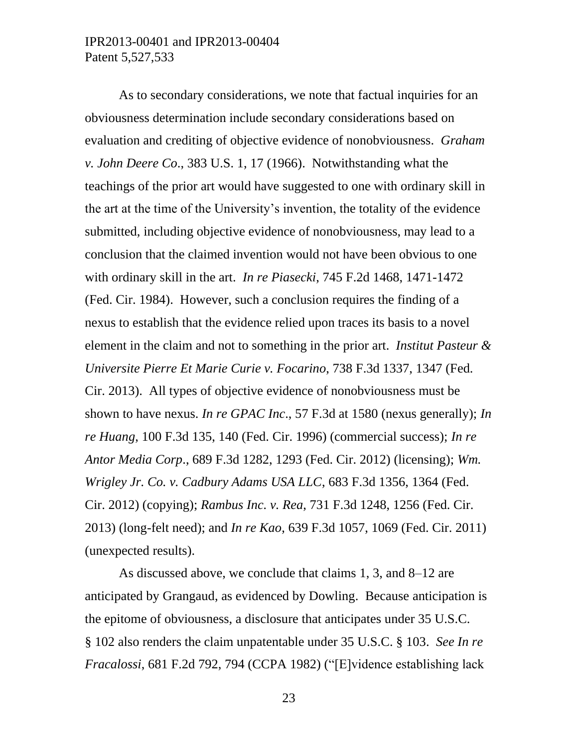As to secondary considerations, we note that factual inquiries for an obviousness determination include secondary considerations based on evaluation and crediting of objective evidence of nonobviousness. *Graham v. John Deere Co*., 383 U.S. 1, 17 (1966). Notwithstanding what the teachings of the prior art would have suggested to one with ordinary skill in the art at the time of the University's invention, the totality of the evidence submitted, including objective evidence of nonobviousness, may lead to a conclusion that the claimed invention would not have been obvious to one with ordinary skill in the art. *In re Piasecki*, 745 F.2d 1468, 1471-1472 (Fed. Cir. 1984). However, such a conclusion requires the finding of a nexus to establish that the evidence relied upon traces its basis to a novel element in the claim and not to something in the prior art. *Institut Pasteur & Universite Pierre Et Marie Curie v. Focarino*, 738 F.3d 1337, 1347 (Fed. Cir. 2013). All types of objective evidence of nonobviousness must be shown to have nexus. *In re GPAC Inc*., 57 F.3d at 1580 (nexus generally); *In re Huang*, 100 F.3d 135, 140 (Fed. Cir. 1996) (commercial success); *In re Antor Media Corp*., 689 F.3d 1282, 1293 (Fed. Cir. 2012) (licensing); *Wm. Wrigley Jr. Co. v. Cadbury Adams USA LLC*, 683 F.3d 1356, 1364 (Fed. Cir. 2012) (copying); *Rambus Inc. v. Rea*, 731 F.3d 1248, 1256 (Fed. Cir. 2013) (long-felt need); and *In re Kao*, 639 F.3d 1057, 1069 (Fed. Cir. 2011) (unexpected results).

As discussed above, we conclude that claims 1, 3, and 8–12 are anticipated by Grangaud, as evidenced by Dowling. Because anticipation is the epitome of obviousness, a disclosure that anticipates under 35 U.S.C. § 102 also renders the claim unpatentable under 35 U.S.C. § 103. *See In re Fracalossi*, 681 F.2d 792, 794 (CCPA 1982) ("[E]vidence establishing lack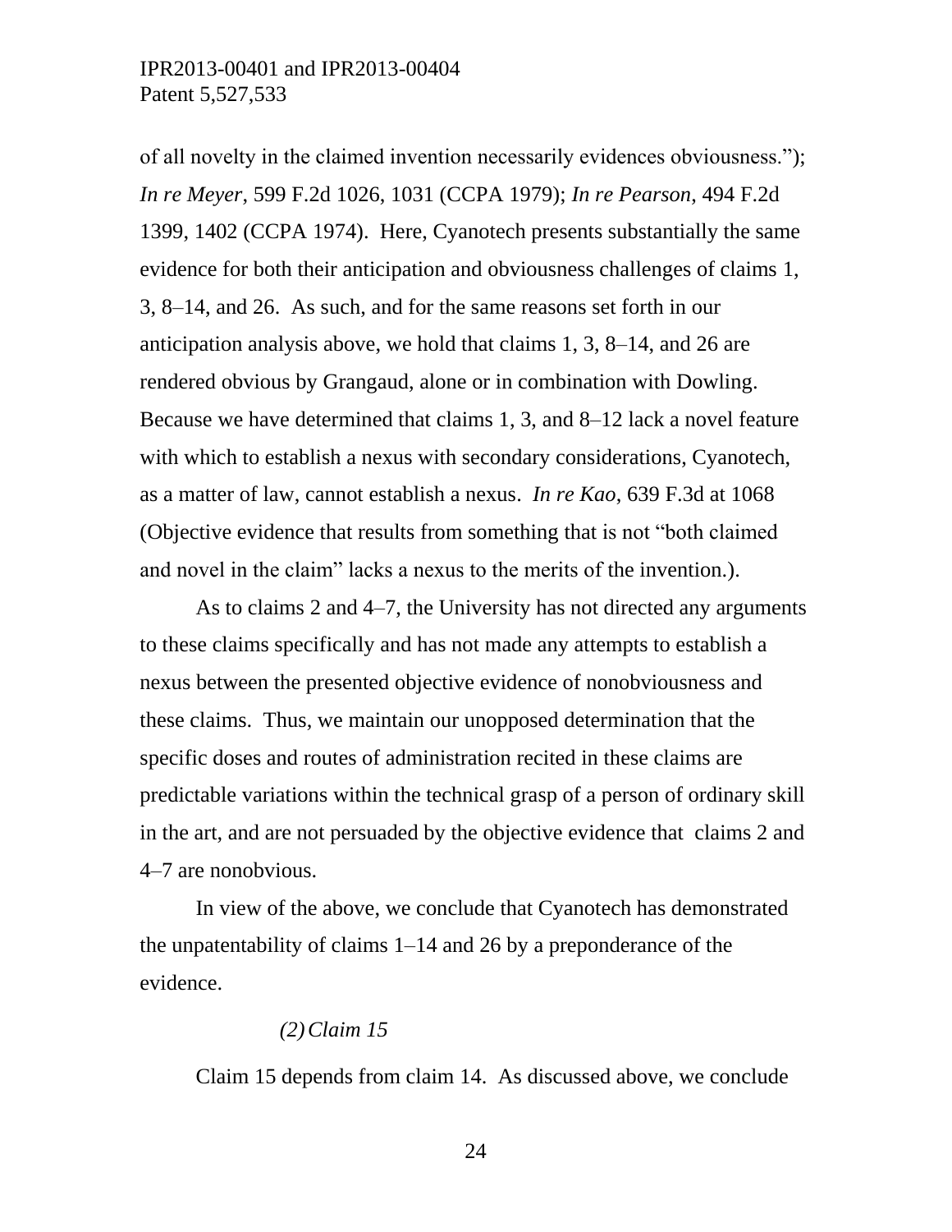of all novelty in the claimed invention necessarily evidences obviousness."); *In re Meyer*, 599 F.2d 1026, 1031 (CCPA 1979); *In re Pearson*, 494 F.2d 1399, 1402 (CCPA 1974). Here, Cyanotech presents substantially the same evidence for both their anticipation and obviousness challenges of claims 1, 3, 8–14, and 26. As such, and for the same reasons set forth in our anticipation analysis above, we hold that claims 1, 3, 8–14, and 26 are rendered obvious by Grangaud, alone or in combination with Dowling. Because we have determined that claims 1, 3, and 8–12 lack a novel feature with which to establish a nexus with secondary considerations, Cyanotech, as a matter of law, cannot establish a nexus. *In re Kao*, 639 F.3d at 1068 (Objective evidence that results from something that is not "both claimed and novel in the claim" lacks a nexus to the merits of the invention.).

As to claims 2 and 4–7, the University has not directed any arguments to these claims specifically and has not made any attempts to establish a nexus between the presented objective evidence of nonobviousness and these claims. Thus, we maintain our unopposed determination that the specific doses and routes of administration recited in these claims are predictable variations within the technical grasp of a person of ordinary skill in the art, and are not persuaded by the objective evidence that claims 2 and 4–7 are nonobvious.

In view of the above, we conclude that Cyanotech has demonstrated the unpatentability of claims 1–14 and 26 by a preponderance of the evidence.

*(2) Claim 15*

Claim 15 depends from claim 14. As discussed above, we conclude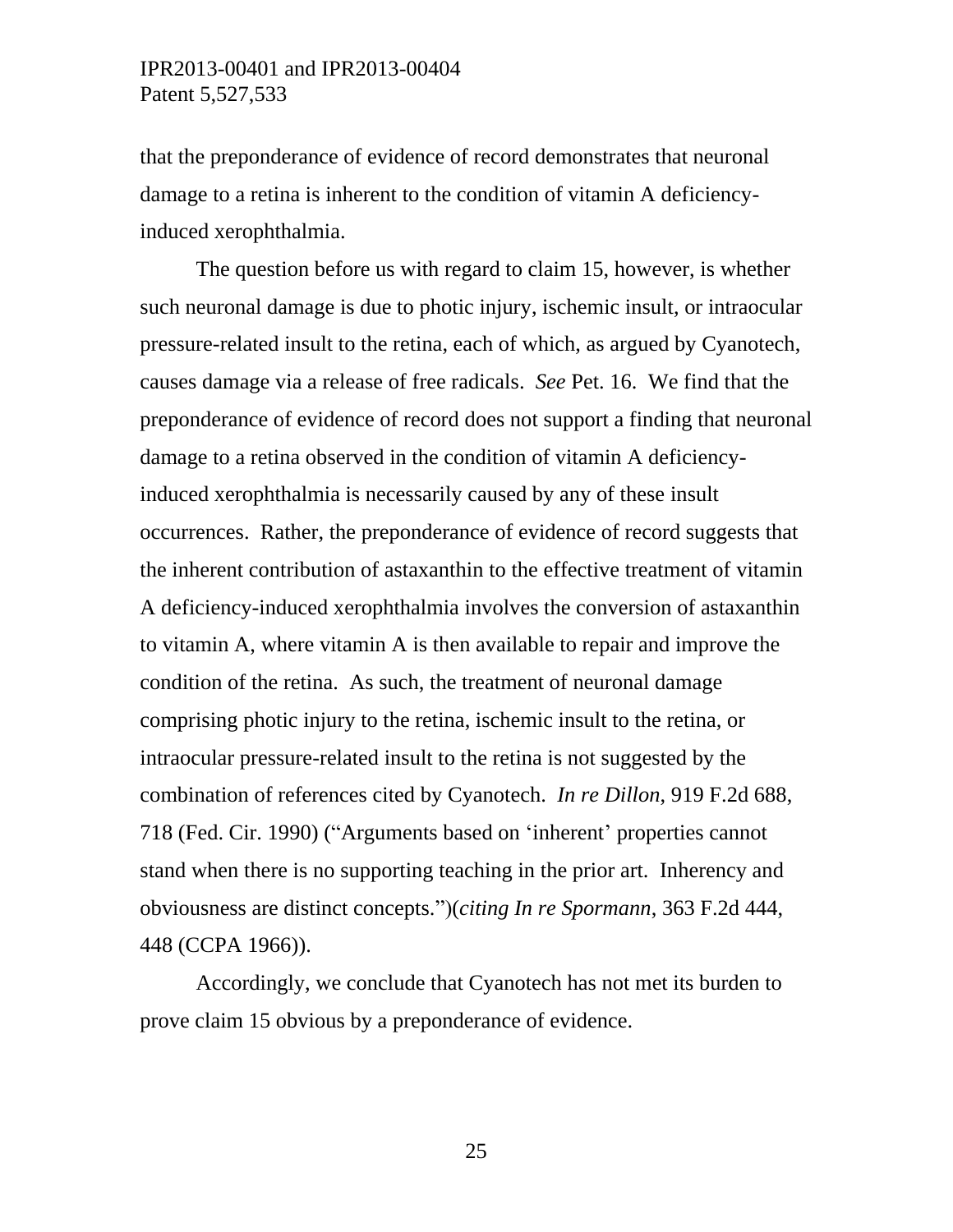that the preponderance of evidence of record demonstrates that neuronal damage to a retina is inherent to the condition of vitamin A deficiency-induced xerophthalmia.

The question before us with regard to claim 15, however, is whether such neuronal damage is due to photic injury, ischemic insult, or intraocular pressure-related insult to the retina, each of which, as argued by Cyanotech, causes damage via a release of free radicals. *See* Pet. 16. We find that the preponderance of evidence of record does not support a finding that neuronal damage to a retina observed in the condition of vitamin A deficiency-induced xerophthalmia is necessarily caused by any of these insult occurrences. Rather, the preponderance of evidence of record suggests that the inherent contribution of astaxanthin to the effective treatment of vitamin A deficiency-induced xerophthalmia involves the conversion of astaxanthin to vitamin A, where vitamin A is then available to repair and improve the condition of the retina. As such, the treatment of neuronal damage comprising photic injury to the retina, ischemic insult to the retina, or intraocular pressure-related insult to the retina is not suggested by the combination of references cited by Cyanotech. *In re Dillon*, 919 F.2d 688, 718 (Fed. Cir. 1990) ("Arguments based on 'inherent' properties cannot stand when there is no supporting teaching in the prior art. Inherency and obviousness are distinct concepts.")(*citing In re Spormann*, 363 F.2d 444, 448 (CCPA 1966)).

Accordingly, we conclude that Cyanotech has not met its burden to prove claim 15 obvious by a preponderance of evidence.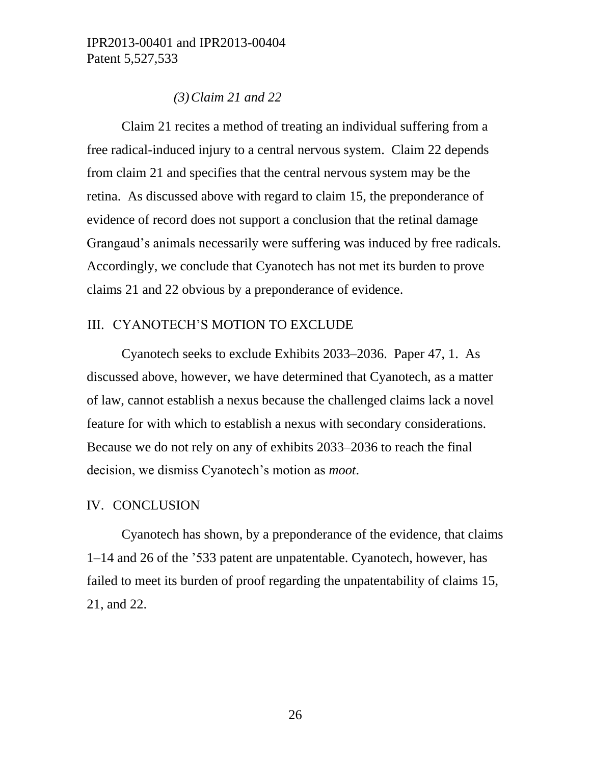*(3) Claim 21 and 22*

Claim 21 recites a method of treating an individual suffering from a free radical-induced injury to a central nervous system. Claim 22 depends from claim 21 and specifies that the central nervous system may be the retina. As discussed above with regard to claim 15, the preponderance of evidence of record does not support a conclusion that the retinal damage Grangaud's animals necessarily were suffering was induced by free radicals. Accordingly, we conclude that Cyanotech has not met its burden to prove claims 21 and 22 obvious by a preponderance of evidence.

## III. CYANOTECH'S MOTION TO EXCLUDE

Cyanotech seeks to exclude Exhibits 2033–2036. Paper 47, 1. As discussed above, however, we have determined that Cyanotech, as a matter of law, cannot establish a nexus because the challenged claims lack a novel feature for with which to establish a nexus with secondary considerations. Because we do not rely on any of exhibits 2033–2036 to reach the final decision, we dismiss Cyanotech's motion as *moot*.

## IV. CONCLUSION

Cyanotech has shown, by a preponderance of the evidence, that claims 1–14 and 26 of the '533 patent are unpatentable. Cyanotech, however, has failed to meet its burden of proof regarding the unpatentability of claims 15, 21, and 22.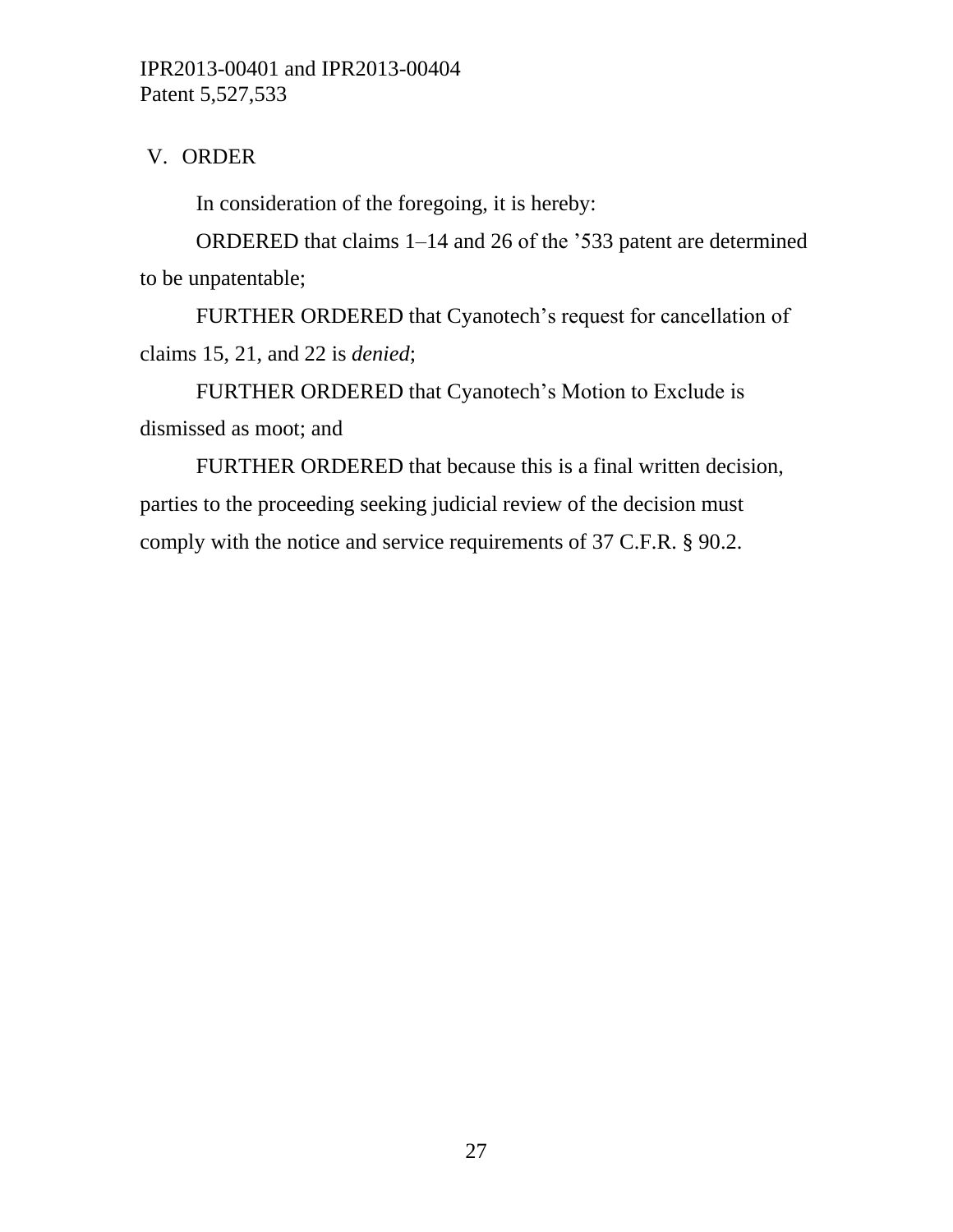## V. ORDER

In consideration of the foregoing, it is hereby:

ORDERED that claims 1–14 and 26 of the ’533 patent are determined to be unpatentable;

FURTHER ORDERED that Cyanotech’s request for cancellation of claims 15, 21, and 22 is *denied*;

FURTHER ORDERED that Cyanotech’s Motion to Exclude is dismissed as moot; and

FURTHER ORDERED that because this is a final written decision, parties to the proceeding seeking judicial review of the decision must comply with the notice and service requirements of 37 C.F.R. § 90.2.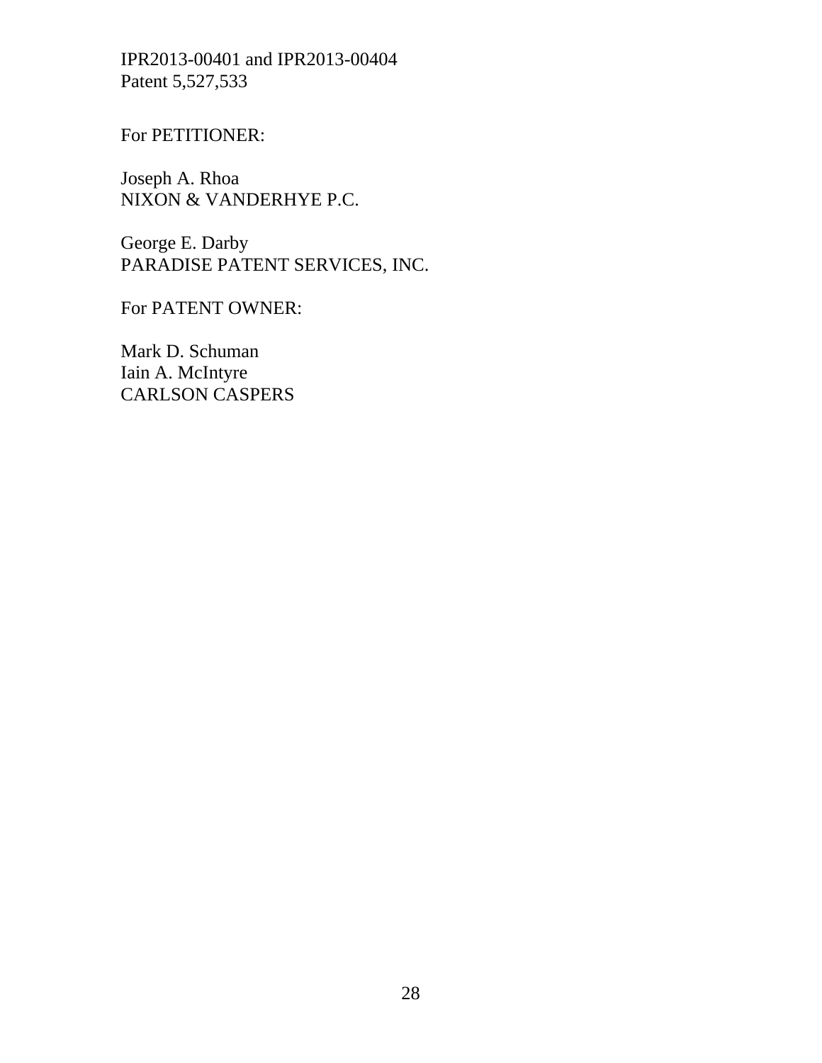For PETITIONER:

Joseph A. Rhoa
NIXON & VANDERHYE P.C.

George E. Darby
PARADISE PATENT SERVICES, INC.

For PATENT OWNER:

Mark D. Schuman
Iain A. McIntyre
CARLSON CASPERS